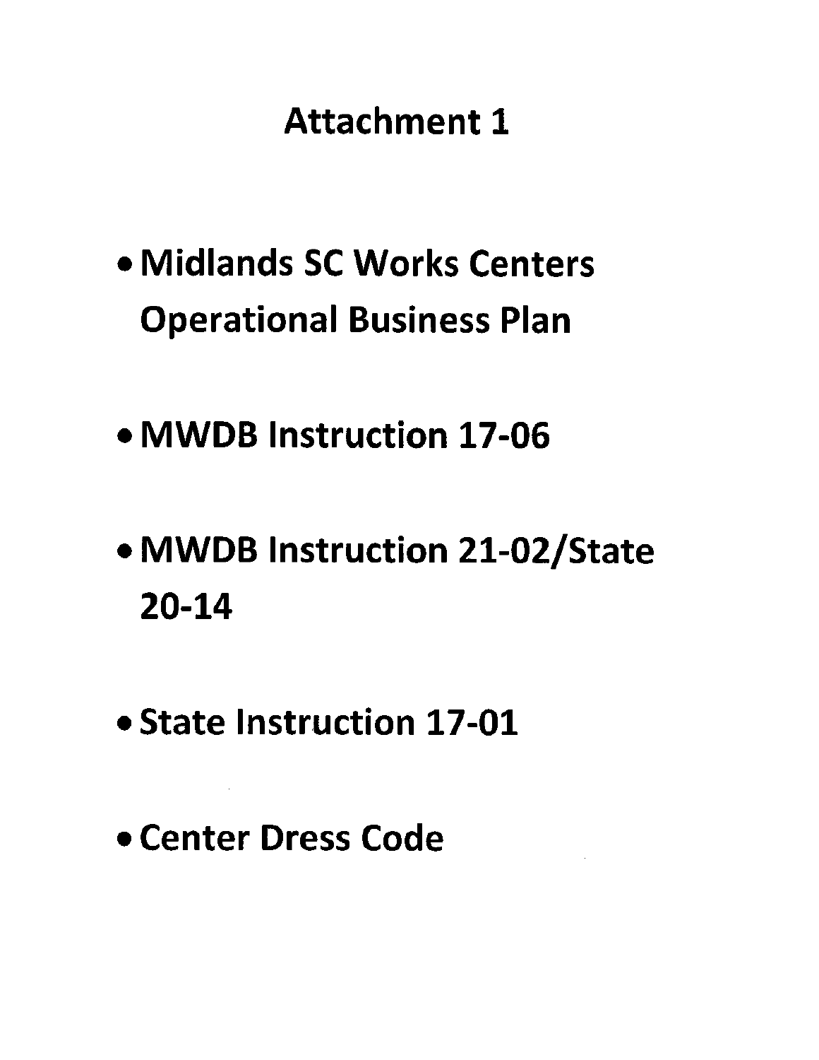# Attachment 1

- **Midlands SC Works Centers Operational Business Plan**
- **MWDB Instruction 17-06**
- **MWDB Instruction 21-02/State 20-14**
- **State Instruction 17-01**
- **Center Dress Code**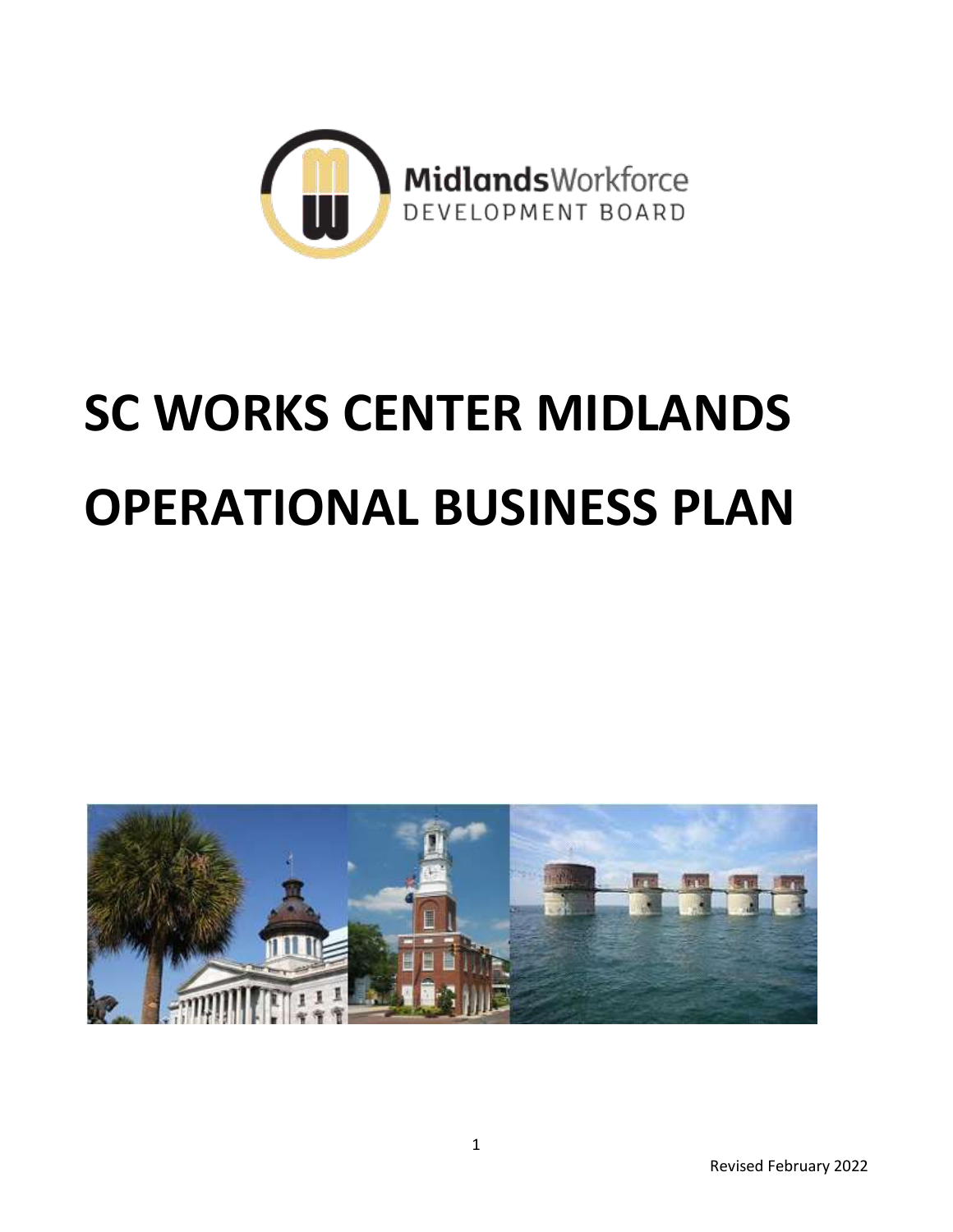# SC WORKS CENTER MIDLANDS OPERATIONAL BUSINESS PLAN

Revised February 2022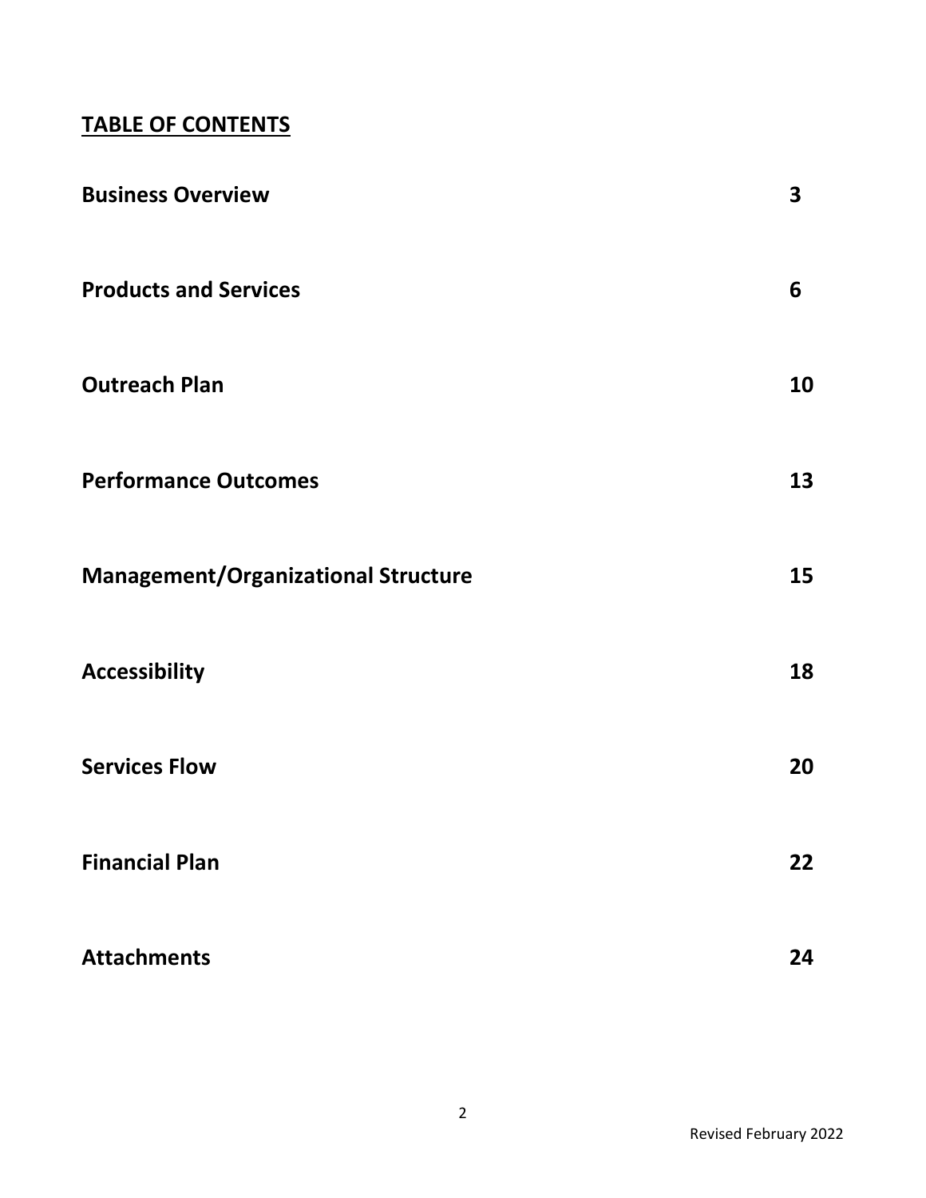## TABLE OF CONTENTS

| | |
|---|---|
| **Business Overview** | **3** |
| **Products and Services** | **6** |
| **Outreach Plan** | **10** |
| **Performance Outcomes** | **13** |
| **Management/Organizational Structure** | **15** |
| **Accessibility** | **18** |
| **Services Flow** | **20** |
| **Financial Plan** | **22** |
| **Attachments** | **24** |

Revised February 2022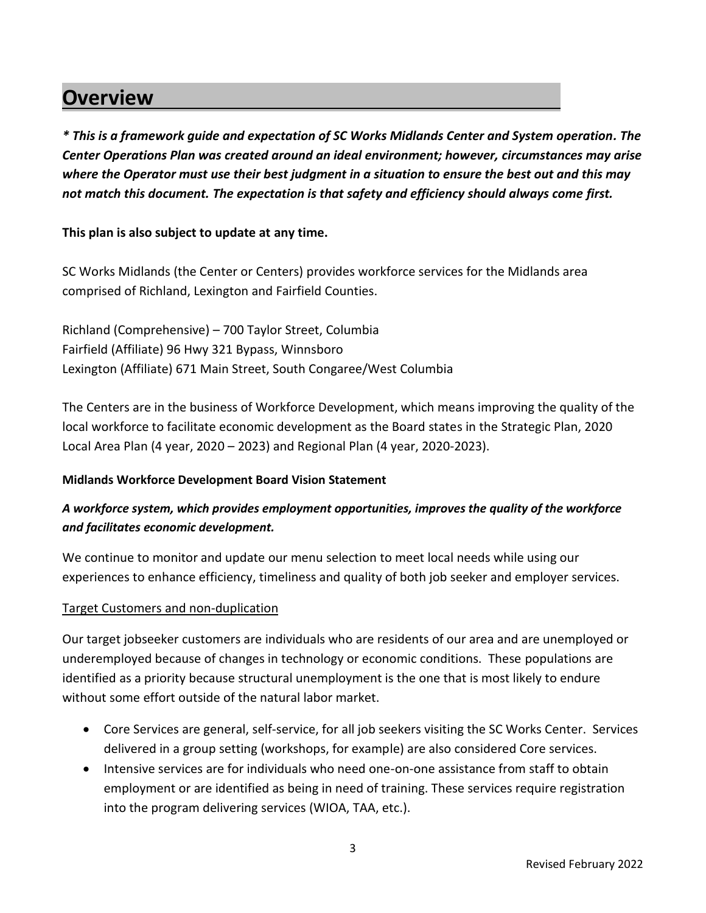# Overview

***\* This is a framework guide and expectation of SC Works Midlands Center and System operation. The Center Operations Plan was created around an ideal environment; however, circumstances may arise where the Operator must use their best judgment in a situation to ensure the best out and this may not match this document. The expectation is that safety and efficiency should always come first.***

**This plan is also subject to update at any time.**

SC Works Midlands (the Center or Centers) provides workforce services for the Midlands area comprised of Richland, Lexington and Fairfield Counties.

Richland (Comprehensive) – 700 Taylor Street, Columbia
Fairfield (Affiliate) 96 Hwy 321 Bypass, Winnsboro
Lexington (Affiliate) 671 Main Street, South Congaree/West Columbia

The Centers are in the business of Workforce Development, which means improving the quality of the local workforce to facilitate economic development as the Board states in the Strategic Plan, 2020 Local Area Plan (4 year, 2020 – 2023) and Regional Plan (4 year, 2020-2023).

**Midlands Workforce Development Board Vision Statement**

***A workforce system, which provides employment opportunities, improves the quality of the workforce and facilitates economic development.***

We continue to monitor and update our menu selection to meet local needs while using our experiences to enhance efficiency, timeliness and quality of both job seeker and employer services.

<u>Target Customers and non-duplication</u>

Our target jobseeker customers are individuals who are residents of our area and are unemployed or underemployed because of changes in technology or economic conditions. These populations are identified as a priority because structural unemployment is the one that is most likely to endure without some effort outside of the natural labor market.

- Core Services are general, self-service, for all job seekers visiting the SC Works Center. Services delivered in a group setting (workshops, for example) are also considered Core services.
- Intensive services are for individuals who need one-on-one assistance from staff to obtain employment or are identified as being in need of training. These services require registration into the program delivering services (WIOA, TAA, etc.).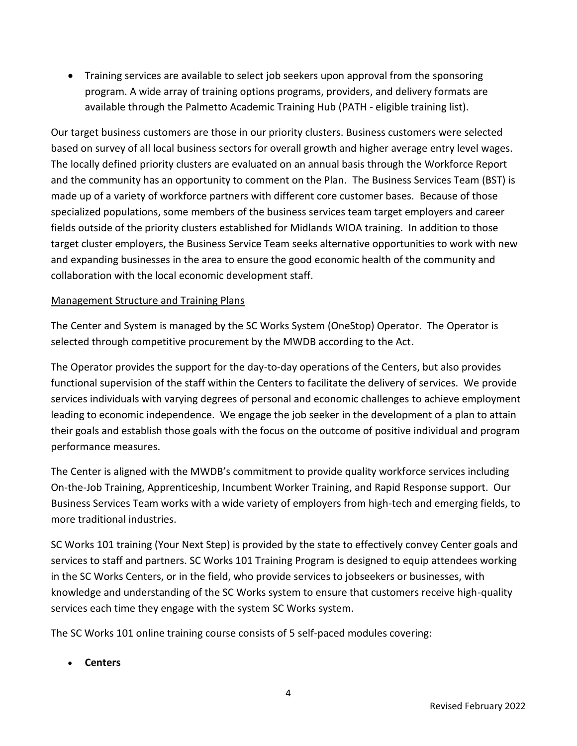- Training services are available to select job seekers upon approval from the sponsoring program. A wide array of training options programs, providers, and delivery formats are available through the Palmetto Academic Training Hub (PATH - eligible training list).

Our target business customers are those in our priority clusters. Business customers were selected based on survey of all local business sectors for overall growth and higher average entry level wages. The locally defined priority clusters are evaluated on an annual basis through the Workforce Report and the community has an opportunity to comment on the Plan. The Business Services Team (BST) is made up of a variety of workforce partners with different core customer bases. Because of those specialized populations, some members of the business services team target employers and career fields outside of the priority clusters established for Midlands WIOA training. In addition to those target cluster employers, the Business Service Team seeks alternative opportunities to work with new and expanding businesses in the area to ensure the good economic health of the community and collaboration with the local economic development staff.

<u>Management Structure and Training Plans</u>

The Center and System is managed by the SC Works System (OneStop) Operator. The Operator is selected through competitive procurement by the MWDB according to the Act.

The Operator provides the support for the day-to-day operations of the Centers, but also provides functional supervision of the staff within the Centers to facilitate the delivery of services. We provide services individuals with varying degrees of personal and economic challenges to achieve employment leading to economic independence. We engage the job seeker in the development of a plan to attain their goals and establish those goals with the focus on the outcome of positive individual and program performance measures.

The Center is aligned with the MWDB's commitment to provide quality workforce services including On-the-Job Training, Apprenticeship, Incumbent Worker Training, and Rapid Response support. Our Business Services Team works with a wide variety of employers from high-tech and emerging fields, to more traditional industries.

SC Works 101 training (Your Next Step) is provided by the state to effectively convey Center goals and services to staff and partners. SC Works 101 Training Program is designed to equip attendees working in the SC Works Centers, or in the field, who provide services to jobseekers or businesses, with knowledge and understanding of the SC Works system to ensure that customers receive high-quality services each time they engage with the system SC Works system.

The SC Works 101 online training course consists of 5 self-paced modules covering:

- **Centers**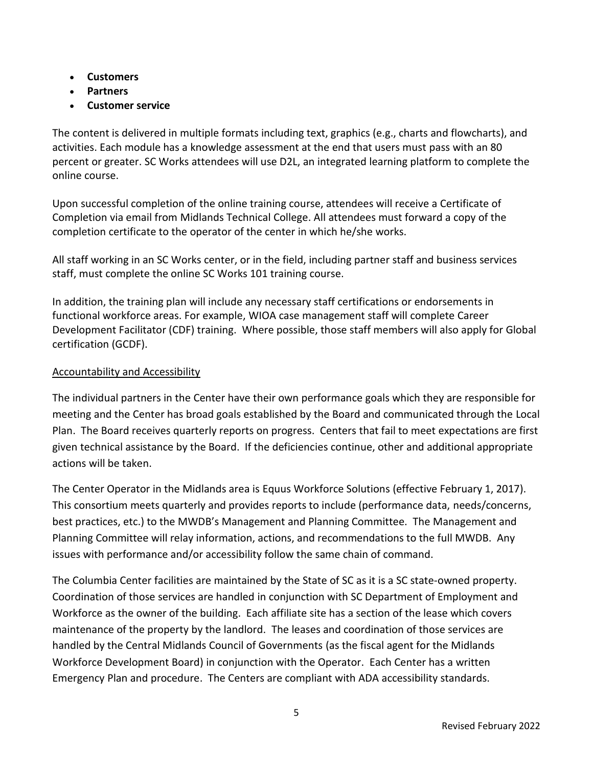- **Customers**
- **Partners**
- **Customer service**

The content is delivered in multiple formats including text, graphics (e.g., charts and flowcharts), and activities. Each module has a knowledge assessment at the end that users must pass with an 80 percent or greater. SC Works attendees will use D2L, an integrated learning platform to complete the online course.

Upon successful completion of the online training course, attendees will receive a Certificate of Completion via email from Midlands Technical College. All attendees must forward a copy of the completion certificate to the operator of the center in which he/she works.

All staff working in an SC Works center, or in the field, including partner staff and business services staff, must complete the online SC Works 101 training course.

In addition, the training plan will include any necessary staff certifications or endorsements in functional workforce areas. For example, WIOA case management staff will complete Career Development Facilitator (CDF) training. Where possible, those staff members will also apply for Global certification (GCDF).

<u>Accountability and Accessibility</u>

The individual partners in the Center have their own performance goals which they are responsible for meeting and the Center has broad goals established by the Board and communicated through the Local Plan. The Board receives quarterly reports on progress. Centers that fail to meet expectations are first given technical assistance by the Board. If the deficiencies continue, other and additional appropriate actions will be taken.

The Center Operator in the Midlands area is Equus Workforce Solutions (effective February 1, 2017). This consortium meets quarterly and provides reports to include (performance data, needs/concerns, best practices, etc.) to the MWDB's Management and Planning Committee. The Management and Planning Committee will relay information, actions, and recommendations to the full MWDB. Any issues with performance and/or accessibility follow the same chain of command.

The Columbia Center facilities are maintained by the State of SC as it is a SC state-owned property. Coordination of those services are handled in conjunction with SC Department of Employment and Workforce as the owner of the building. Each affiliate site has a section of the lease which covers maintenance of the property by the landlord. The leases and coordination of those services are handled by the Central Midlands Council of Governments (as the fiscal agent for the Midlands Workforce Development Board) in conjunction with the Operator. Each Center has a written Emergency Plan and procedure. The Centers are compliant with ADA accessibility standards.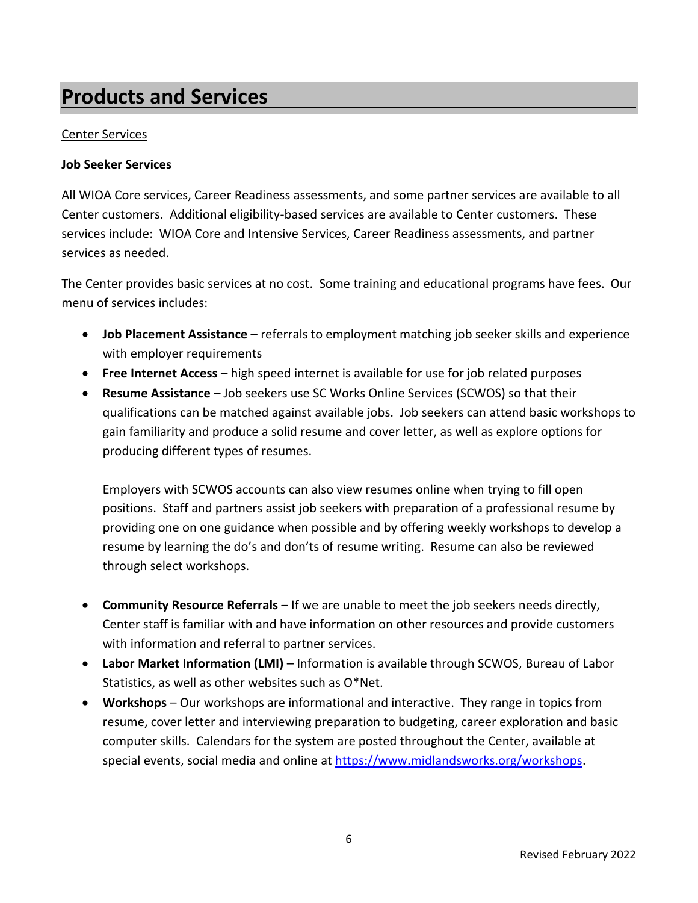# Products and Services

Center Services

**Job Seeker Services**

All WIOA Core services, Career Readiness assessments, and some partner services are available to all Center customers. Additional eligibility-based services are available to Center customers. These services include: WIOA Core and Intensive Services, Career Readiness assessments, and partner services as needed.

The Center provides basic services at no cost. Some training and educational programs have fees. Our menu of services includes:

- **Job Placement Assistance** – referrals to employment matching job seeker skills and experience with employer requirements
- **Free Internet Access** – high speed internet is available for use for job related purposes
- **Resume Assistance** – Job seekers use SC Works Online Services (SCWOS) so that their qualifications can be matched against available jobs. Job seekers can attend basic workshops to gain familiarity and produce a solid resume and cover letter, as well as explore options for producing different types of resumes.

  Employers with SCWOS accounts can also view resumes online when trying to fill open positions. Staff and partners assist job seekers with preparation of a professional resume by providing one on one guidance when possible and by offering weekly workshops to develop a resume by learning the do's and don'ts of resume writing. Resume can also be reviewed through select workshops.

- **Community Resource Referrals** – If we are unable to meet the job seekers needs directly, Center staff is familiar with and have information on other resources and provide customers with information and referral to partner services.
- **Labor Market Information (LMI)** – Information is available through SCWOS, Bureau of Labor Statistics, as well as other websites such as O*Net.
- **Workshops** – Our workshops are informational and interactive. They range in topics from resume, cover letter and interviewing preparation to budgeting, career exploration and basic computer skills. Calendars for the system are posted throughout the Center, available at special events, social media and online at https://www.midlandsworks.org/workshops.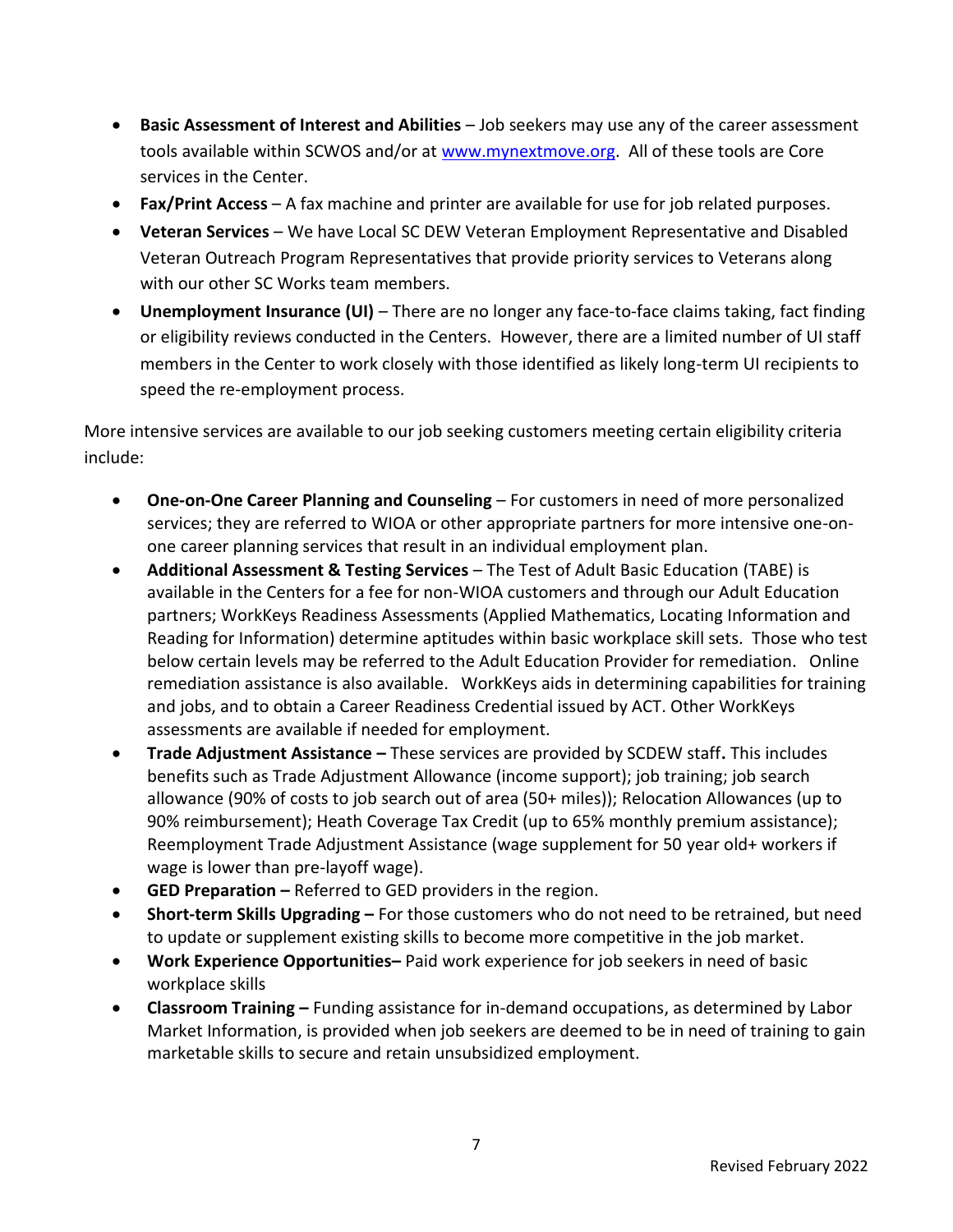- **Basic Assessment of Interest and Abilities** – Job seekers may use any of the career assessment tools available within SCWOS and/or at www.mynextmove.org. All of these tools are Core services in the Center.
- **Fax/Print Access** – A fax machine and printer are available for use for job related purposes.
- **Veteran Services** – We have Local SC DEW Veteran Employment Representative and Disabled Veteran Outreach Program Representatives that provide priority services to Veterans along with our other SC Works team members.
- **Unemployment Insurance (UI)** – There are no longer any face-to-face claims taking, fact finding or eligibility reviews conducted in the Centers. However, there are a limited number of UI staff members in the Center to work closely with those identified as likely long-term UI recipients to speed the re-employment process.

More intensive services are available to our job seeking customers meeting certain eligibility criteria include:

- **One-on-One Career Planning and Counseling** – For customers in need of more personalized services; they are referred to WIOA or other appropriate partners for more intensive one-on-one career planning services that result in an individual employment plan.
- **Additional Assessment & Testing Services** – The Test of Adult Basic Education (TABE) is available in the Centers for a fee for non-WIOA customers and through our Adult Education partners; WorkKeys Readiness Assessments (Applied Mathematics, Locating Information and Reading for Information) determine aptitudes within basic workplace skill sets. Those who test below certain levels may be referred to the Adult Education Provider for remediation. Online remediation assistance is also available. WorkKeys aids in determining capabilities for training and jobs, and to obtain a Career Readiness Credential issued by ACT. Other WorkKeys assessments are available if needed for employment.
- **Trade Adjustment Assistance –** These services are provided by SCDEW staff**.** This includes benefits such as Trade Adjustment Allowance (income support); job training; job search allowance (90% of costs to job search out of area (50+ miles)); Relocation Allowances (up to 90% reimbursement); Heath Coverage Tax Credit (up to 65% monthly premium assistance); Reemployment Trade Adjustment Assistance (wage supplement for 50 year old+ workers if wage is lower than pre-layoff wage).
- **GED Preparation –** Referred to GED providers in the region.
- **Short-term Skills Upgrading –** For those customers who do not need to be retrained, but need to update or supplement existing skills to become more competitive in the job market.
- **Work Experience Opportunities–** Paid work experience for job seekers in need of basic workplace skills
- **Classroom Training –** Funding assistance for in-demand occupations, as determined by Labor Market Information, is provided when job seekers are deemed to be in need of training to gain marketable skills to secure and retain unsubsidized employment.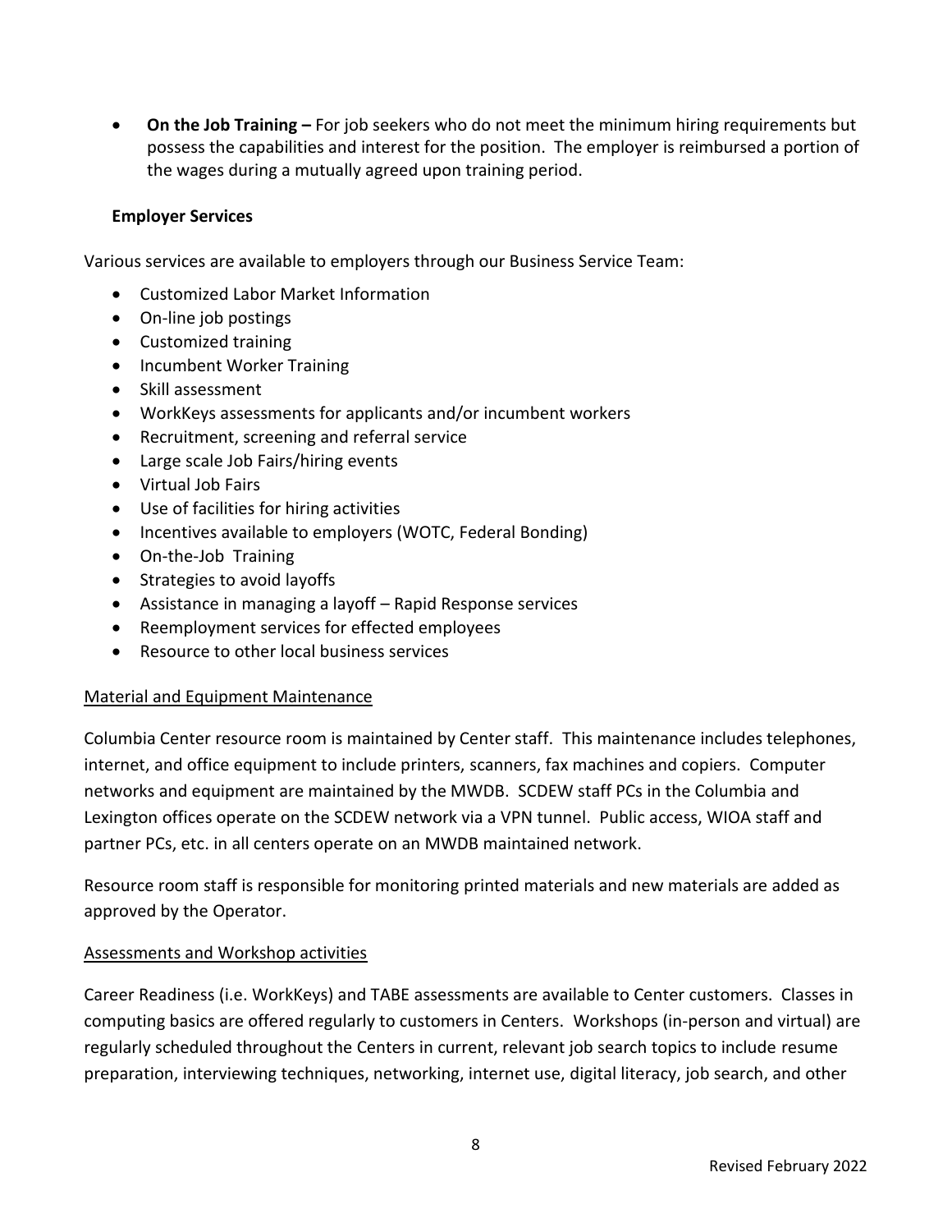- **On the Job Training –** For job seekers who do not meet the minimum hiring requirements but possess the capabilities and interest for the position. The employer is reimbursed a portion of the wages during a mutually agreed upon training period.

**Employer Services**

Various services are available to employers through our Business Service Team:

- Customized Labor Market Information
- On-line job postings
- Customized training
- Incumbent Worker Training
- Skill assessment
- WorkKeys assessments for applicants and/or incumbent workers
- Recruitment, screening and referral service
- Large scale Job Fairs/hiring events
- Virtual Job Fairs
- Use of facilities for hiring activities
- Incentives available to employers (WOTC, Federal Bonding)
- On-the-Job Training
- Strategies to avoid layoffs
- Assistance in managing a layoff – Rapid Response services
- Reemployment services for effected employees
- Resource to other local business services

<u>Material and Equipment Maintenance</u>

Columbia Center resource room is maintained by Center staff. This maintenance includes telephones, internet, and office equipment to include printers, scanners, fax machines and copiers. Computer networks and equipment are maintained by the MWDB. SCDEW staff PCs in the Columbia and Lexington offices operate on the SCDEW network via a VPN tunnel. Public access, WIOA staff and partner PCs, etc. in all centers operate on an MWDB maintained network.

Resource room staff is responsible for monitoring printed materials and new materials are added as approved by the Operator.

<u>Assessments and Workshop activities</u>

Career Readiness (i.e. WorkKeys) and TABE assessments are available to Center customers. Classes in computing basics are offered regularly to customers in Centers. Workshops (in-person and virtual) are regularly scheduled throughout the Centers in current, relevant job search topics to include resume preparation, interviewing techniques, networking, internet use, digital literacy, job search, and other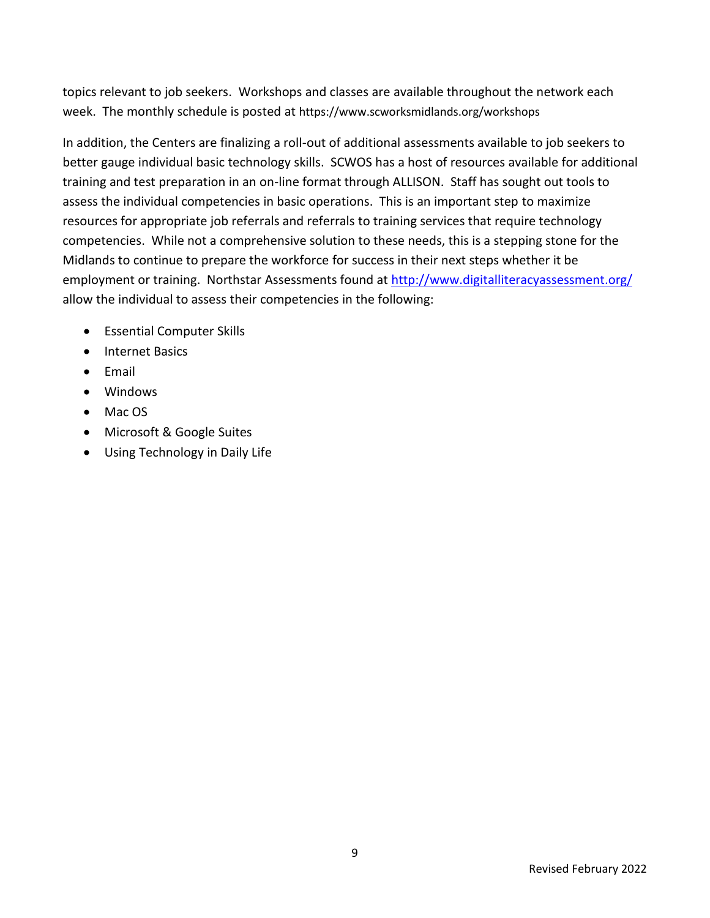topics relevant to job seekers. Workshops and classes are available throughout the network each week. The monthly schedule is posted at https://www.scworksmidlands.org/workshops

In addition, the Centers are finalizing a roll-out of additional assessments available to job seekers to better gauge individual basic technology skills. SCWOS has a host of resources available for additional training and test preparation in an on-line format through ALLISON. Staff has sought out tools to assess the individual competencies in basic operations. This is an important step to maximize resources for appropriate job referrals and referrals to training services that require technology competencies. While not a comprehensive solution to these needs, this is a stepping stone for the Midlands to continue to prepare the workforce for success in their next steps whether it be employment or training. Northstar Assessments found at [http://www.digitalliteracyassessment.org/](http://www.digitalliteracyassessment.org/) allow the individual to assess their competencies in the following:

- Essential Computer Skills
- Internet Basics
- Email
- Windows
- Mac OS
- Microsoft & Google Suites
- Using Technology in Daily Life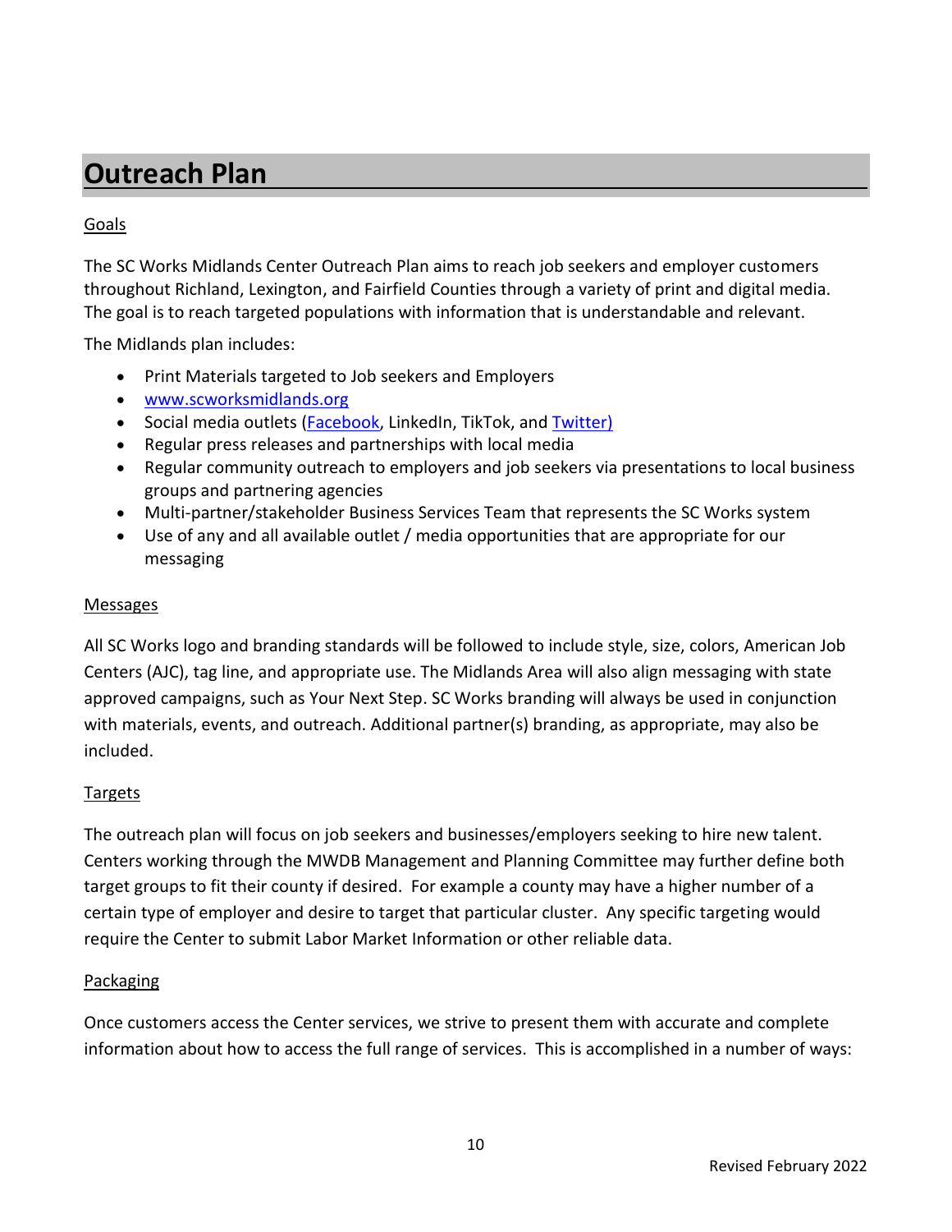# Outreach Plan

Goals

The SC Works Midlands Center Outreach Plan aims to reach job seekers and employer customers throughout Richland, Lexington, and Fairfield Counties through a variety of print and digital media. The goal is to reach targeted populations with information that is understandable and relevant.

The Midlands plan includes:

- Print Materials targeted to Job seekers and Employers
- www.scworksmidlands.org
- Social media outlets (Facebook, LinkedIn, TikTok, and Twitter)
- Regular press releases and partnerships with local media
- Regular community outreach to employers and job seekers via presentations to local business groups and partnering agencies
- Multi-partner/stakeholder Business Services Team that represents the SC Works system
- Use of any and all available outlet / media opportunities that are appropriate for our messaging

Messages

All SC Works logo and branding standards will be followed to include style, size, colors, American Job Centers (AJC), tag line, and appropriate use. The Midlands Area will also align messaging with state approved campaigns, such as Your Next Step. SC Works branding will always be used in conjunction with materials, events, and outreach. Additional partner(s) branding, as appropriate, may also be included.

Targets

The outreach plan will focus on job seekers and businesses/employers seeking to hire new talent. Centers working through the MWDB Management and Planning Committee may further define both target groups to fit their county if desired. For example a county may have a higher number of a certain type of employer and desire to target that particular cluster. Any specific targeting would require the Center to submit Labor Market Information or other reliable data.

Packaging

Once customers access the Center services, we strive to present them with accurate and complete information about how to access the full range of services. This is accomplished in a number of ways: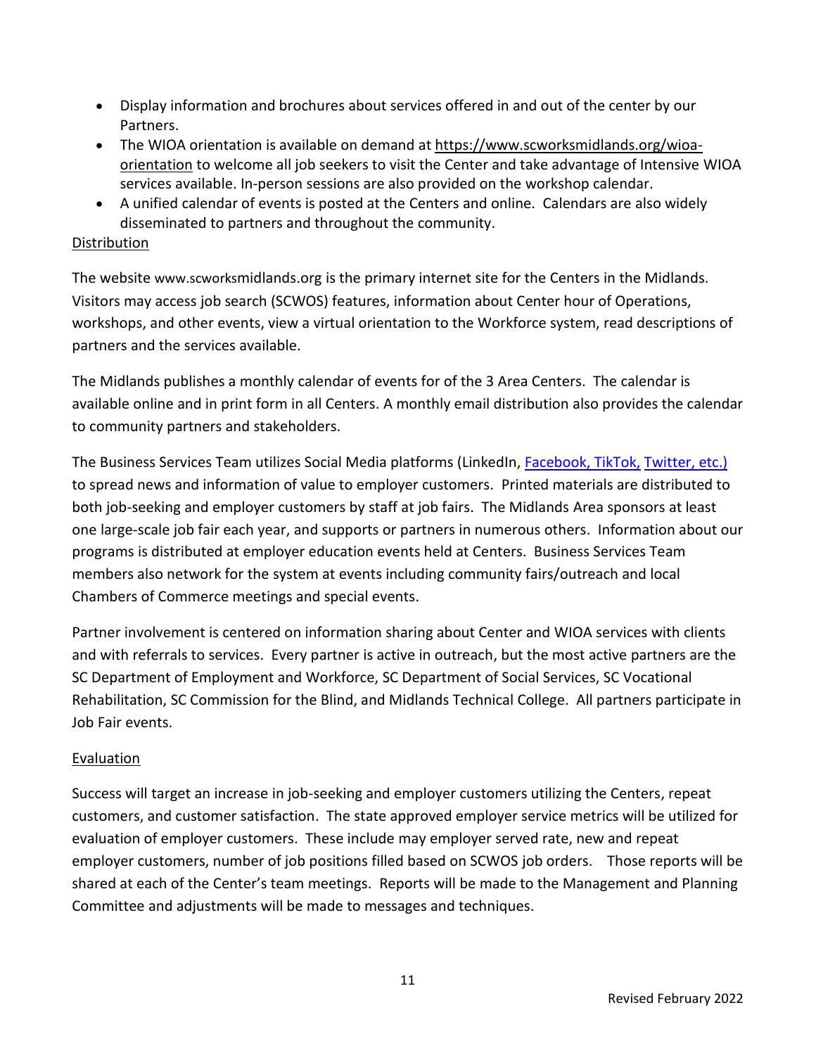- Display information and brochures about services offered in and out of the center by our Partners.
- The WIOA orientation is available on demand at https://www.scworksmidlands.org/wioa-orientation to welcome all job seekers to visit the Center and take advantage of Intensive WIOA services available. In-person sessions are also provided on the workshop calendar.
- A unified calendar of events is posted at the Centers and online. Calendars are also widely disseminated to partners and throughout the community.

Distribution

The website www.scworksmidlands.org is the primary internet site for the Centers in the Midlands. Visitors may access job search (SCWOS) features, information about Center hour of Operations, workshops, and other events, view a virtual orientation to the Workforce system, read descriptions of partners and the services available.

The Midlands publishes a monthly calendar of events for of the 3 Area Centers. The calendar is available online and in print form in all Centers. A monthly email distribution also provides the calendar to community partners and stakeholders.

The Business Services Team utilizes Social Media platforms (LinkedIn, Facebook, TikTok, Twitter, etc.) to spread news and information of value to employer customers. Printed materials are distributed to both job-seeking and employer customers by staff at job fairs. The Midlands Area sponsors at least one large-scale job fair each year, and supports or partners in numerous others. Information about our programs is distributed at employer education events held at Centers. Business Services Team members also network for the system at events including community fairs/outreach and local Chambers of Commerce meetings and special events.

Partner involvement is centered on information sharing about Center and WIOA services with clients and with referrals to services. Every partner is active in outreach, but the most active partners are the SC Department of Employment and Workforce, SC Department of Social Services, SC Vocational Rehabilitation, SC Commission for the Blind, and Midlands Technical College. All partners participate in Job Fair events.

Evaluation

Success will target an increase in job-seeking and employer customers utilizing the Centers, repeat customers, and customer satisfaction. The state approved employer service metrics will be utilized for evaluation of employer customers. These include may employer served rate, new and repeat employer customers, number of job positions filled based on SCWOS job orders. Those reports will be shared at each of the Center's team meetings. Reports will be made to the Management and Planning Committee and adjustments will be made to messages and techniques.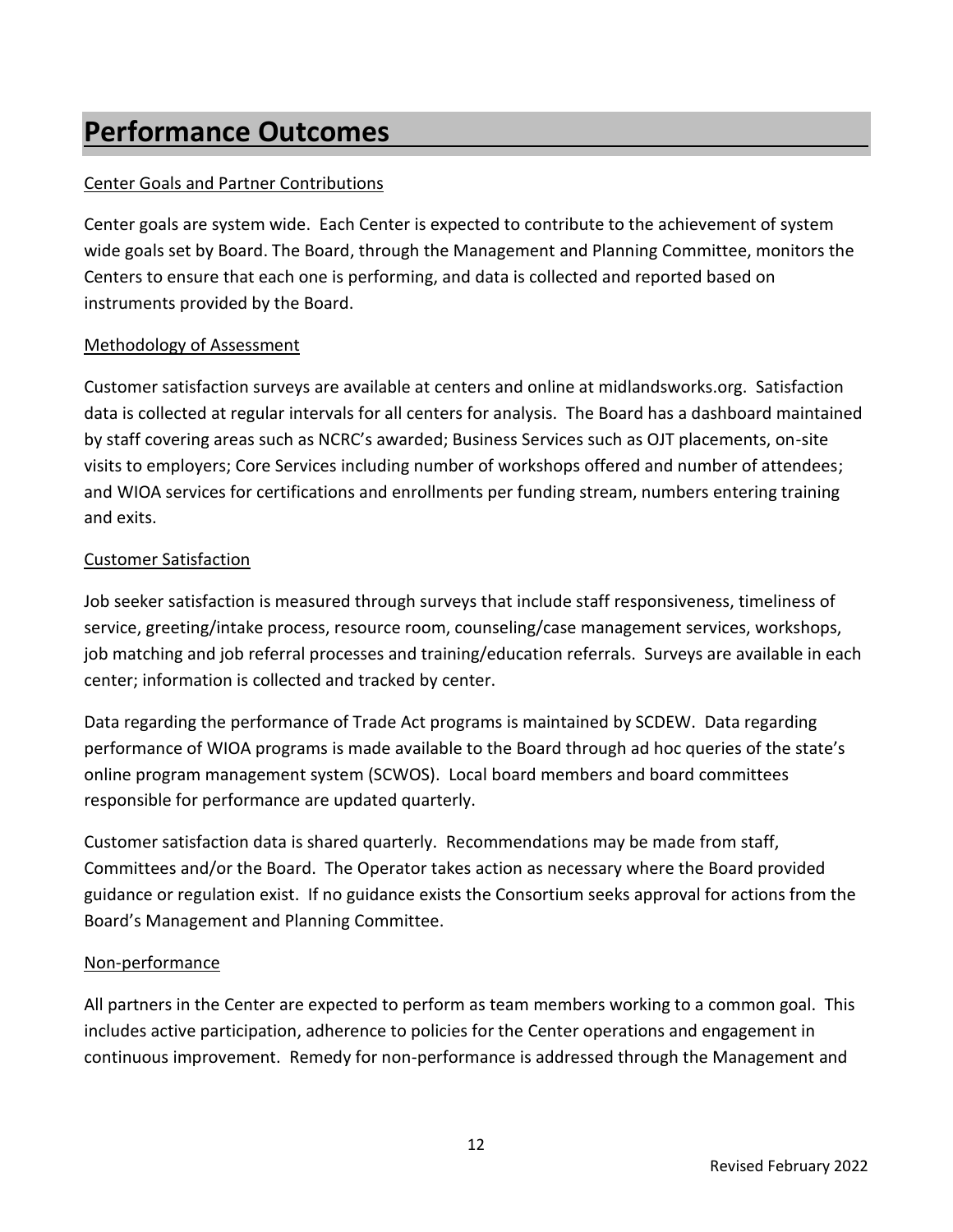# Performance Outcomes

Center Goals and Partner Contributions

Center goals are system wide. Each Center is expected to contribute to the achievement of system wide goals set by Board. The Board, through the Management and Planning Committee, monitors the Centers to ensure that each one is performing, and data is collected and reported based on instruments provided by the Board.

Methodology of Assessment

Customer satisfaction surveys are available at centers and online at midlandsworks.org. Satisfaction data is collected at regular intervals for all centers for analysis. The Board has a dashboard maintained by staff covering areas such as NCRC's awarded; Business Services such as OJT placements, on-site visits to employers; Core Services including number of workshops offered and number of attendees; and WIOA services for certifications and enrollments per funding stream, numbers entering training and exits.

Customer Satisfaction

Job seeker satisfaction is measured through surveys that include staff responsiveness, timeliness of service, greeting/intake process, resource room, counseling/case management services, workshops, job matching and job referral processes and training/education referrals. Surveys are available in each center; information is collected and tracked by center.

Data regarding the performance of Trade Act programs is maintained by SCDEW. Data regarding performance of WIOA programs is made available to the Board through ad hoc queries of the state's online program management system (SCWOS). Local board members and board committees responsible for performance are updated quarterly.

Customer satisfaction data is shared quarterly. Recommendations may be made from staff, Committees and/or the Board. The Operator takes action as necessary where the Board provided guidance or regulation exist. If no guidance exists the Consortium seeks approval for actions from the Board's Management and Planning Committee.

Non-performance

All partners in the Center are expected to perform as team members working to a common goal. This includes active participation, adherence to policies for the Center operations and engagement in continuous improvement. Remedy for non-performance is addressed through the Management and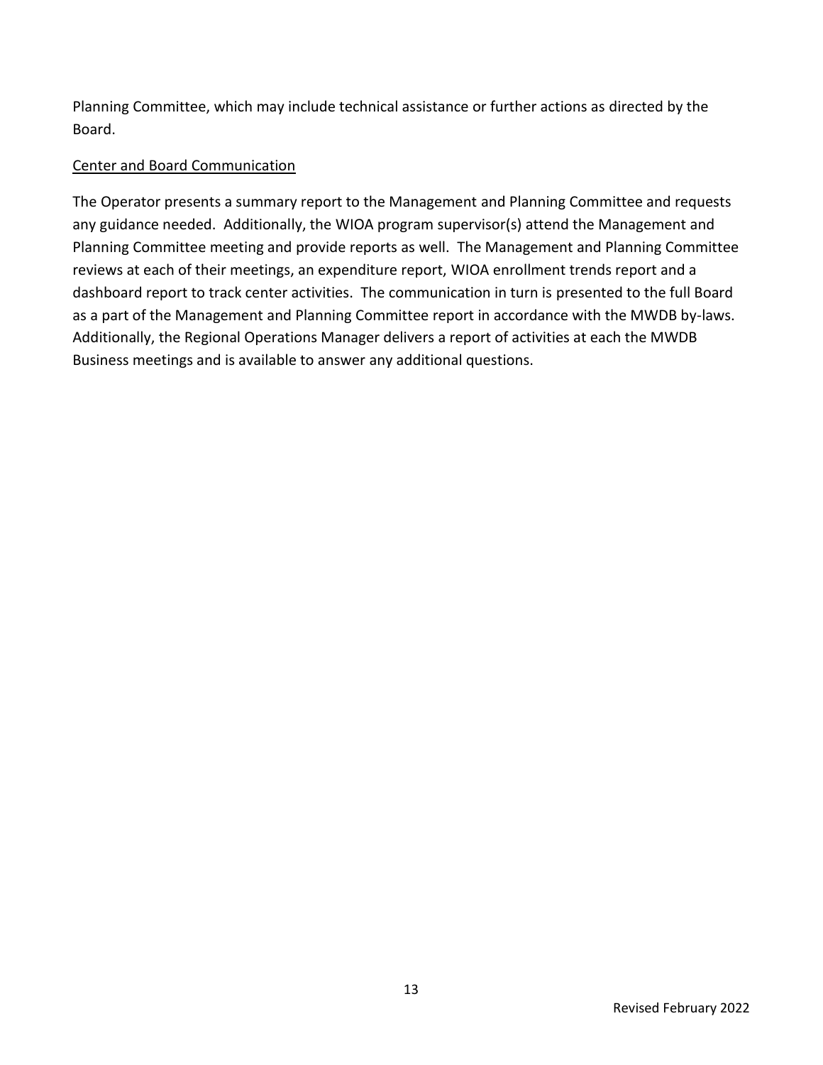Planning Committee, which may include technical assistance or further actions as directed by the Board.

<u>Center and Board Communication</u>

The Operator presents a summary report to the Management and Planning Committee and requests any guidance needed. Additionally, the WIOA program supervisor(s) attend the Management and Planning Committee meeting and provide reports as well. The Management and Planning Committee reviews at each of their meetings, an expenditure report, WIOA enrollment trends report and a dashboard report to track center activities. The communication in turn is presented to the full Board as a part of the Management and Planning Committee report in accordance with the MWDB by-laws. Additionally, the Regional Operations Manager delivers a report of activities at each the MWDB Business meetings and is available to answer any additional questions.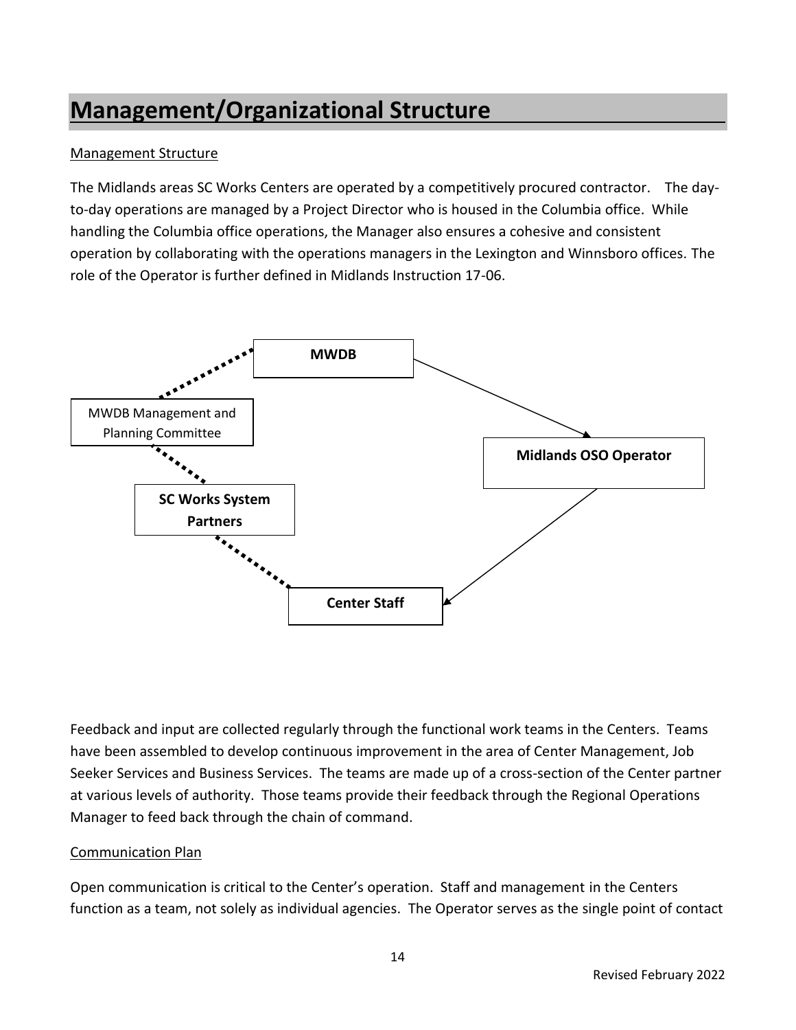# Management/Organizational Structure

Management Structure

The Midlands areas SC Works Centers are operated by a competitively procured contractor. The day-to-day operations are managed by a Project Director who is housed in the Columbia office. While handling the Columbia office operations, the Manager also ensures a cohesive and consistent operation by collaborating with the operations managers in the Lexington and Winnsboro offices. The role of the Operator is further defined in Midlands Instruction 17-06.

**MWDB**

MWDB Management and Planning Committee

**Midlands OSO Operator**

**SC Works System Partners**

**Center Staff**

Feedback and input are collected regularly through the functional work teams in the Centers. Teams have been assembled to develop continuous improvement in the area of Center Management, Job Seeker Services and Business Services. The teams are made up of a cross-section of the Center partner at various levels of authority. Those teams provide their feedback through the Regional Operations Manager to feed back through the chain of command.

Communication Plan

Open communication is critical to the Center's operation. Staff and management in the Centers function as a team, not solely as individual agencies. The Operator serves as the single point of contact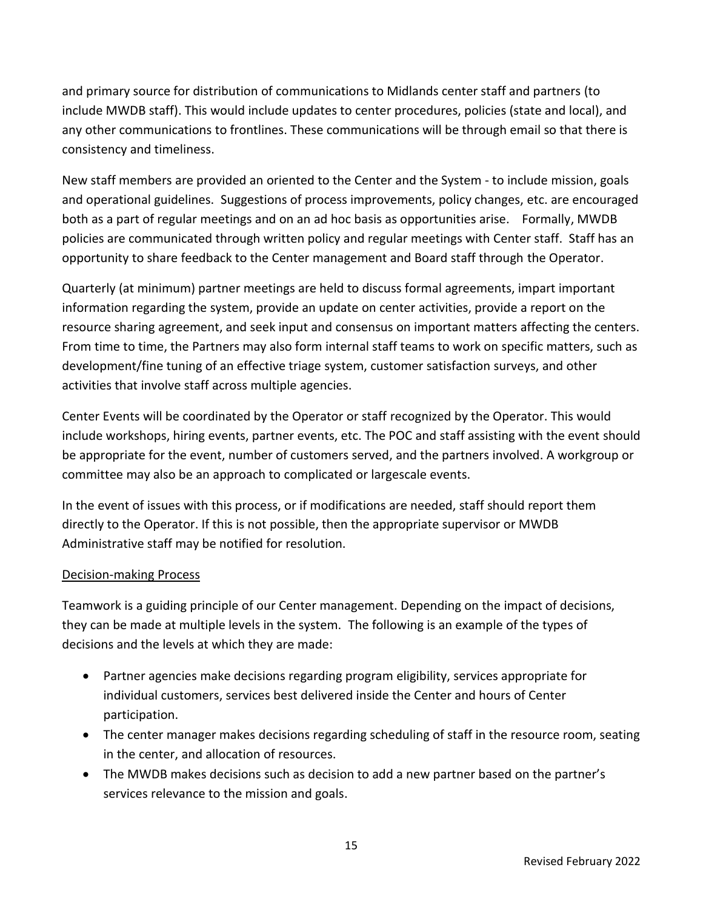and primary source for distribution of communications to Midlands center staff and partners (to include MWDB staff). This would include updates to center procedures, policies (state and local), and any other communications to frontlines. These communications will be through email so that there is consistency and timeliness.

New staff members are provided an oriented to the Center and the System - to include mission, goals and operational guidelines. Suggestions of process improvements, policy changes, etc. are encouraged both as a part of regular meetings and on an ad hoc basis as opportunities arise. Formally, MWDB policies are communicated through written policy and regular meetings with Center staff. Staff has an opportunity to share feedback to the Center management and Board staff through the Operator.

Quarterly (at minimum) partner meetings are held to discuss formal agreements, impart important information regarding the system, provide an update on center activities, provide a report on the resource sharing agreement, and seek input and consensus on important matters affecting the centers. From time to time, the Partners may also form internal staff teams to work on specific matters, such as development/fine tuning of an effective triage system, customer satisfaction surveys, and other activities that involve staff across multiple agencies.

Center Events will be coordinated by the Operator or staff recognized by the Operator. This would include workshops, hiring events, partner events, etc. The POC and staff assisting with the event should be appropriate for the event, number of customers served, and the partners involved. A workgroup or committee may also be an approach to complicated or largescale events.

In the event of issues with this process, or if modifications are needed, staff should report them directly to the Operator. If this is not possible, then the appropriate supervisor or MWDB Administrative staff may be notified for resolution.

<u>Decision-making Process</u>

Teamwork is a guiding principle of our Center management. Depending on the impact of decisions, they can be made at multiple levels in the system. The following is an example of the types of decisions and the levels at which they are made:

- Partner agencies make decisions regarding program eligibility, services appropriate for individual customers, services best delivered inside the Center and hours of Center participation.
- The center manager makes decisions regarding scheduling of staff in the resource room, seating in the center, and allocation of resources.
- The MWDB makes decisions such as decision to add a new partner based on the partner's services relevance to the mission and goals.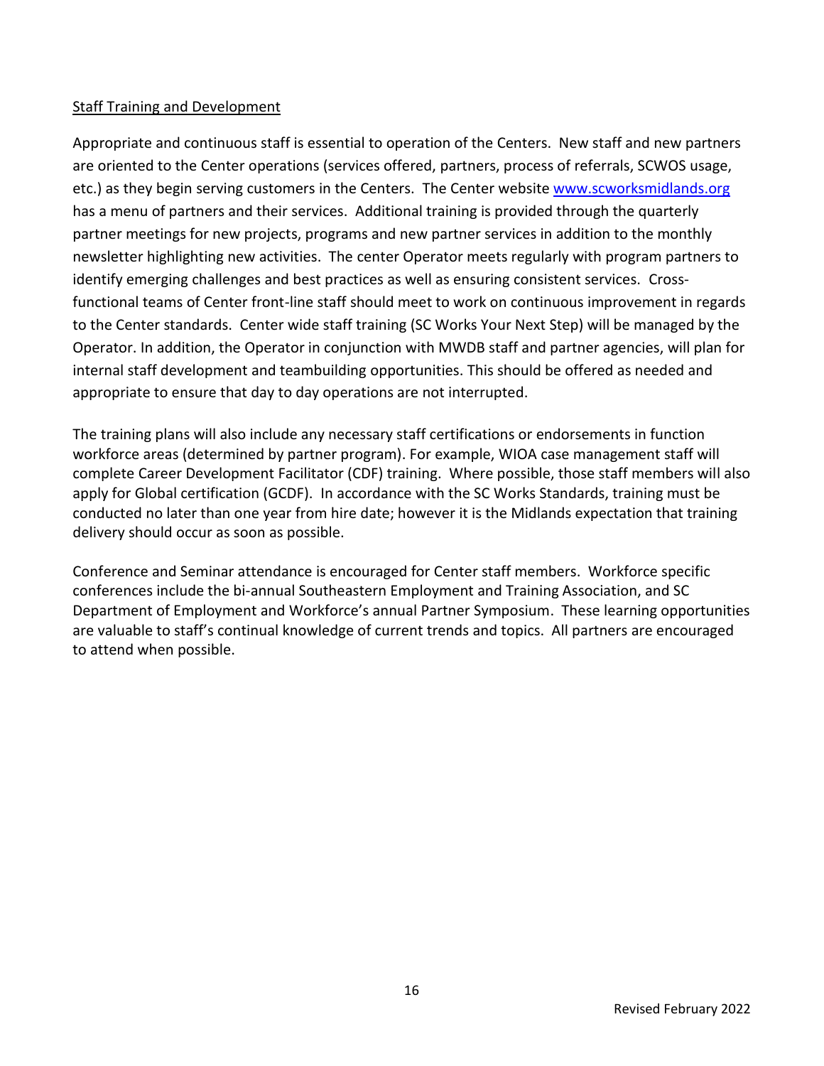## Staff Training and Development

Appropriate and continuous staff is essential to operation of the Centers. New staff and new partners are oriented to the Center operations (services offered, partners, process of referrals, SCWOS usage, etc.) as they begin serving customers in the Centers. The Center website [www.scworksmidlands.org](www.scworksmidlands.org) has a menu of partners and their services. Additional training is provided through the quarterly partner meetings for new projects, programs and new partner services in addition to the monthly newsletter highlighting new activities. The center Operator meets regularly with program partners to identify emerging challenges and best practices as well as ensuring consistent services. Cross-functional teams of Center front-line staff should meet to work on continuous improvement in regards to the Center standards. Center wide staff training (SC Works Your Next Step) will be managed by the Operator. In addition, the Operator in conjunction with MWDB staff and partner agencies, will plan for internal staff development and teambuilding opportunities. This should be offered as needed and appropriate to ensure that day to day operations are not interrupted.

The training plans will also include any necessary staff certifications or endorsements in function workforce areas (determined by partner program). For example, WIOA case management staff will complete Career Development Facilitator (CDF) training. Where possible, those staff members will also apply for Global certification (GCDF). In accordance with the SC Works Standards, training must be conducted no later than one year from hire date; however it is the Midlands expectation that training delivery should occur as soon as possible.

Conference and Seminar attendance is encouraged for Center staff members. Workforce specific conferences include the bi-annual Southeastern Employment and Training Association, and SC Department of Employment and Workforce's annual Partner Symposium. These learning opportunities are valuable to staff's continual knowledge of current trends and topics. All partners are encouraged to attend when possible.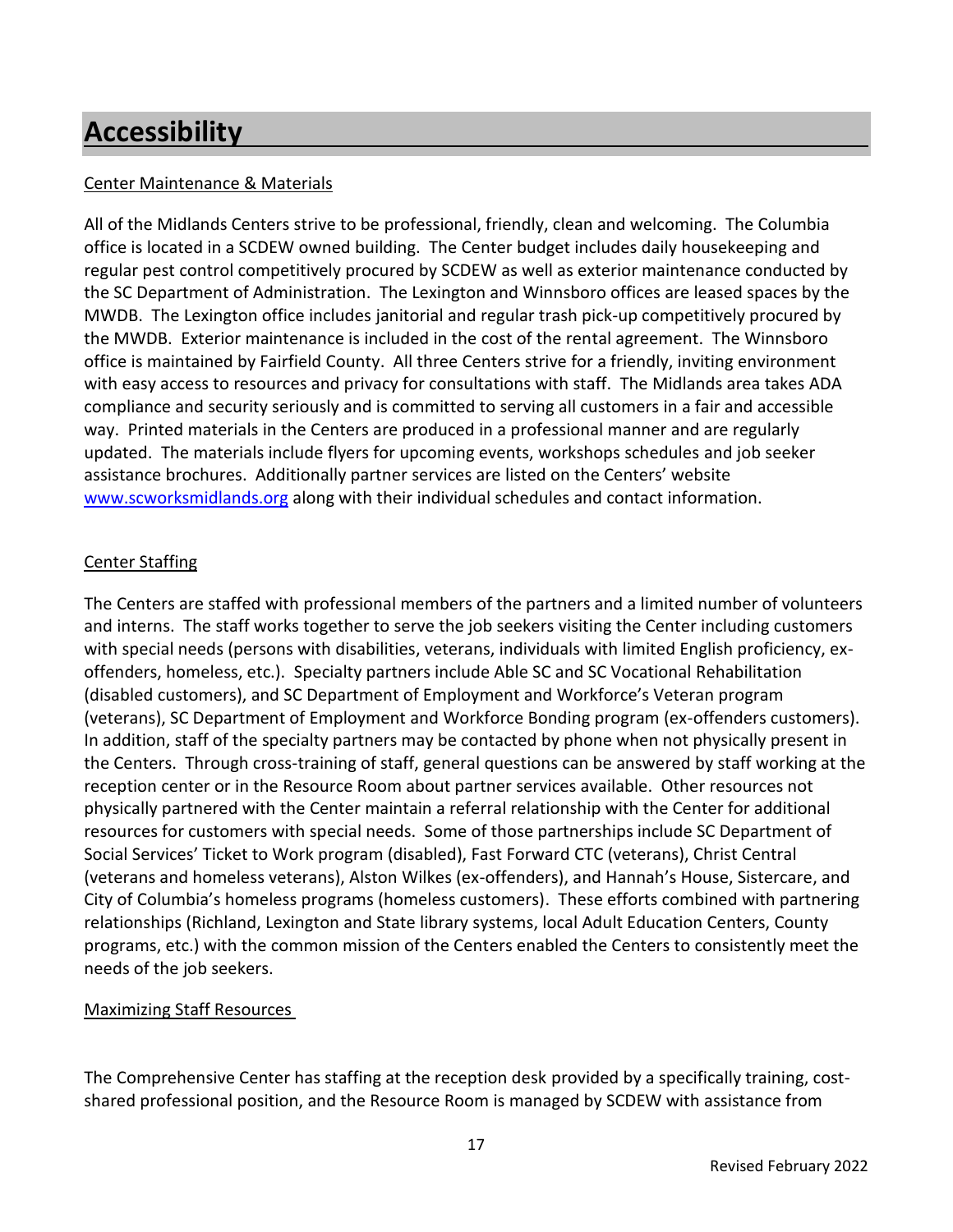# Accessibility

Center Maintenance & Materials

All of the Midlands Centers strive to be professional, friendly, clean and welcoming. The Columbia office is located in a SCDEW owned building. The Center budget includes daily housekeeping and regular pest control competitively procured by SCDEW as well as exterior maintenance conducted by the SC Department of Administration. The Lexington and Winnsboro offices are leased spaces by the MWDB. The Lexington office includes janitorial and regular trash pick-up competitively procured by the MWDB. Exterior maintenance is included in the cost of the rental agreement. The Winnsboro office is maintained by Fairfield County. All three Centers strive for a friendly, inviting environment with easy access to resources and privacy for consultations with staff. The Midlands area takes ADA compliance and security seriously and is committed to serving all customers in a fair and accessible way. Printed materials in the Centers are produced in a professional manner and are regularly updated. The materials include flyers for upcoming events, workshops schedules and job seeker assistance brochures. Additionally partner services are listed on the Centers' website [www.scworksmidlands.org](http://www.scworksmidlands.org) along with their individual schedules and contact information.

Center Staffing

The Centers are staffed with professional members of the partners and a limited number of volunteers and interns. The staff works together to serve the job seekers visiting the Center including customers with special needs (persons with disabilities, veterans, individuals with limited English proficiency, ex-offenders, homeless, etc.). Specialty partners include Able SC and SC Vocational Rehabilitation (disabled customers), and SC Department of Employment and Workforce's Veteran program (veterans), SC Department of Employment and Workforce Bonding program (ex-offenders customers). In addition, staff of the specialty partners may be contacted by phone when not physically present in the Centers. Through cross-training of staff, general questions can be answered by staff working at the reception center or in the Resource Room about partner services available. Other resources not physically partnered with the Center maintain a referral relationship with the Center for additional resources for customers with special needs. Some of those partnerships include SC Department of Social Services' Ticket to Work program (disabled), Fast Forward CTC (veterans), Christ Central (veterans and homeless veterans), Alston Wilkes (ex-offenders), and Hannah's House, Sistercare, and City of Columbia's homeless programs (homeless customers). These efforts combined with partnering relationships (Richland, Lexington and State library systems, local Adult Education Centers, County programs, etc.) with the common mission of the Centers enabled the Centers to consistently meet the needs of the job seekers.

Maximizing Staff Resources

The Comprehensive Center has staffing at the reception desk provided by a specifically training, cost-shared professional position, and the Resource Room is managed by SCDEW with assistance from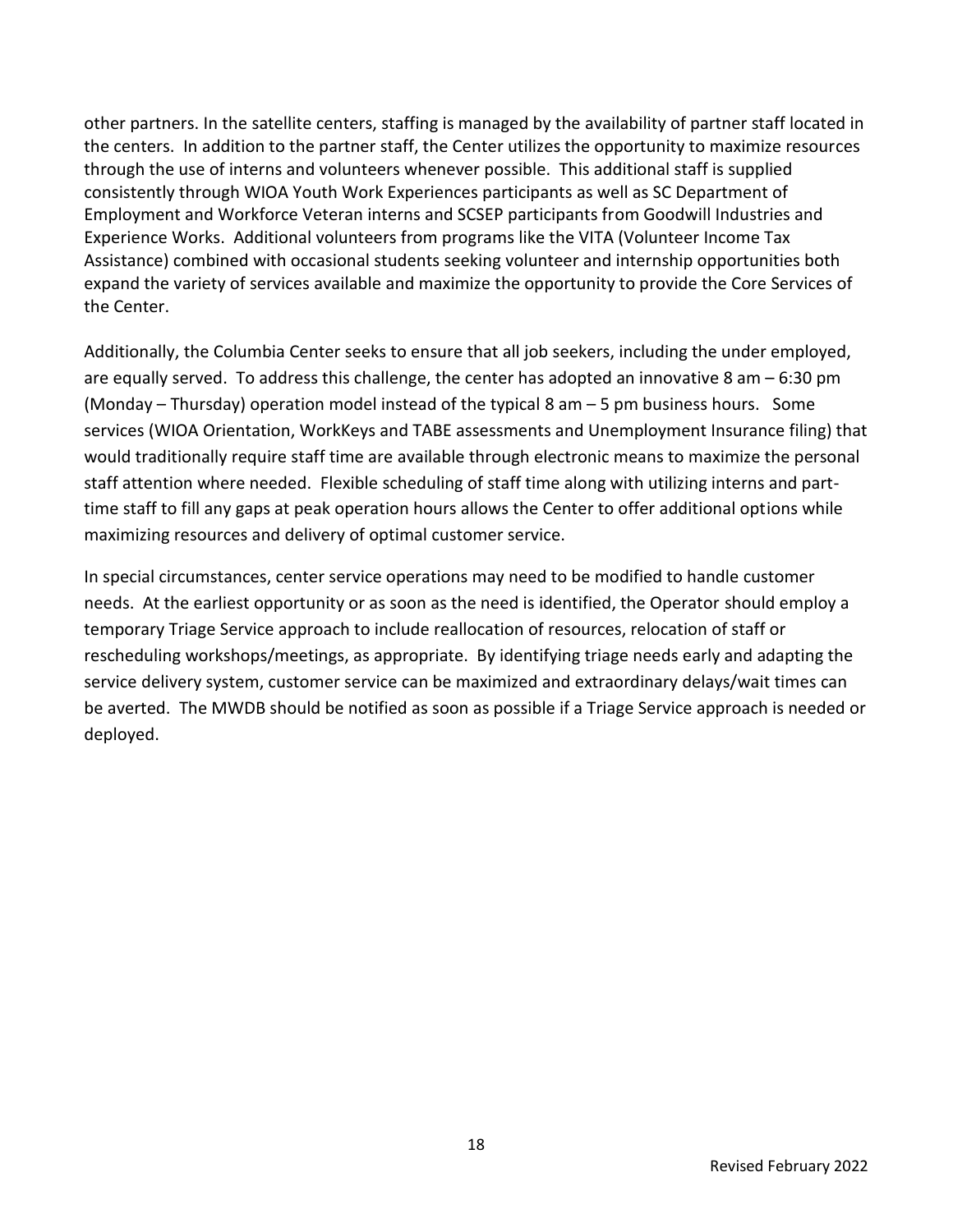other partners. In the satellite centers, staffing is managed by the availability of partner staff located in the centers. In addition to the partner staff, the Center utilizes the opportunity to maximize resources through the use of interns and volunteers whenever possible. This additional staff is supplied consistently through WIOA Youth Work Experiences participants as well as SC Department of Employment and Workforce Veteran interns and SCSEP participants from Goodwill Industries and Experience Works. Additional volunteers from programs like the VITA (Volunteer Income Tax Assistance) combined with occasional students seeking volunteer and internship opportunities both expand the variety of services available and maximize the opportunity to provide the Core Services of the Center.

Additionally, the Columbia Center seeks to ensure that all job seekers, including the under employed, are equally served. To address this challenge, the center has adopted an innovative 8 am – 6:30 pm (Monday – Thursday) operation model instead of the typical 8 am – 5 pm business hours. Some services (WIOA Orientation, WorkKeys and TABE assessments and Unemployment Insurance filing) that would traditionally require staff time are available through electronic means to maximize the personal staff attention where needed. Flexible scheduling of staff time along with utilizing interns and part-time staff to fill any gaps at peak operation hours allows the Center to offer additional options while maximizing resources and delivery of optimal customer service.

In special circumstances, center service operations may need to be modified to handle customer needs. At the earliest opportunity or as soon as the need is identified, the Operator should employ a temporary Triage Service approach to include reallocation of resources, relocation of staff or rescheduling workshops/meetings, as appropriate. By identifying triage needs early and adapting the service delivery system, customer service can be maximized and extraordinary delays/wait times can be averted. The MWDB should be notified as soon as possible if a Triage Service approach is needed or deployed.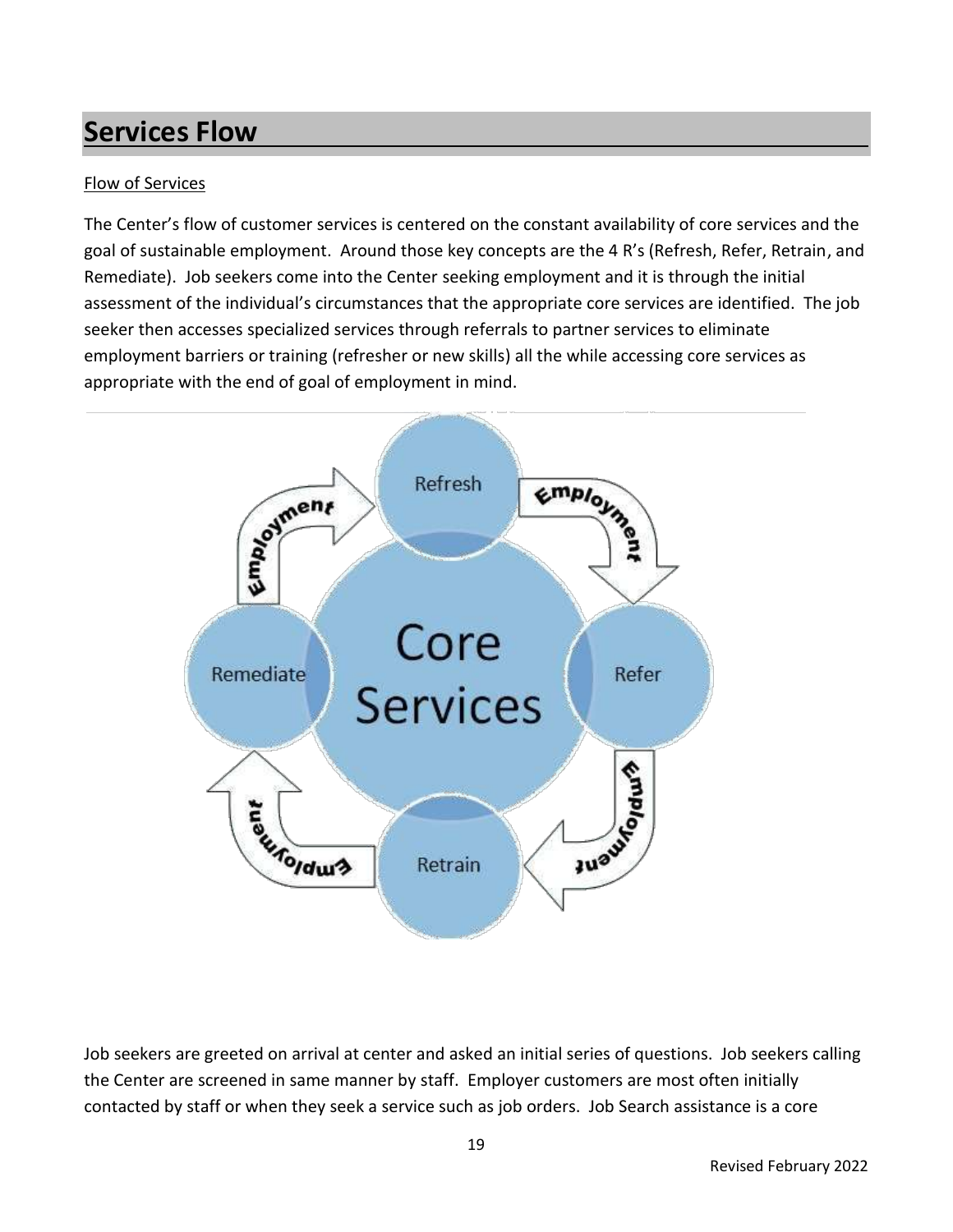## Services Flow

Flow of Services

The Center's flow of customer services is centered on the constant availability of core services and the goal of sustainable employment. Around those key concepts are the 4 R's (Refresh, Refer, Retrain, and Remediate). Job seekers come into the Center seeking employment and it is through the initial assessment of the individual's circumstances that the appropriate core services are identified. The job seeker then accesses specialized services through referrals to partner services to eliminate employment barriers or training (refresher or new skills) all the while accessing core services as appropriate with the end of goal of employment in mind.

Job seekers are greeted on arrival at center and asked an initial series of questions. Job seekers calling the Center are screened in same manner by staff. Employer customers are most often initially contacted by staff or when they seek a service such as job orders. Job Search assistance is a core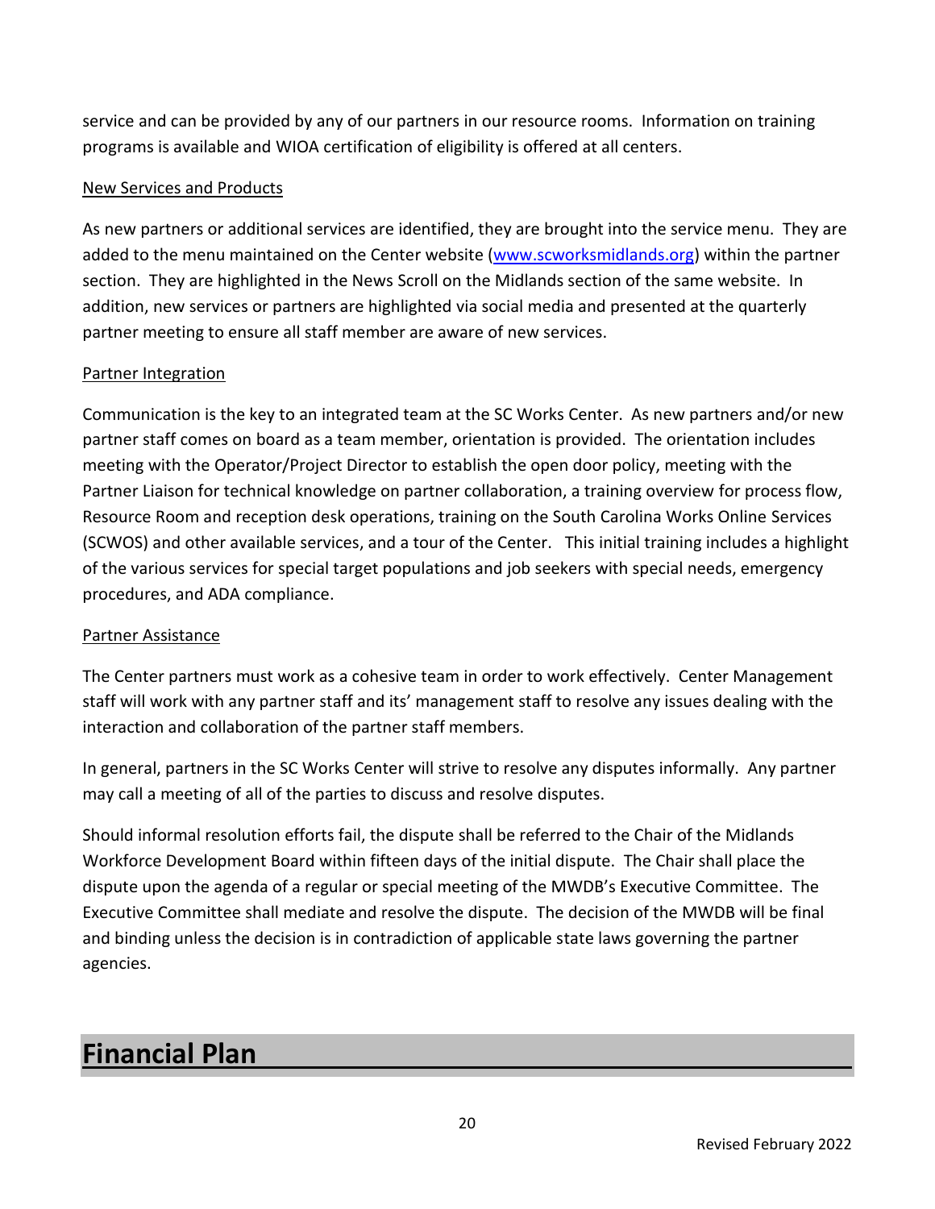service and can be provided by any of our partners in our resource rooms. Information on training programs is available and WIOA certification of eligibility is offered at all centers.

New Services and Products

As new partners or additional services are identified, they are brought into the service menu. They are added to the menu maintained on the Center website ([www.scworksmidlands.org](http://www.scworksmidlands.org)) within the partner section. They are highlighted in the News Scroll on the Midlands section of the same website. In addition, new services or partners are highlighted via social media and presented at the quarterly partner meeting to ensure all staff member are aware of new services.

Partner Integration

Communication is the key to an integrated team at the SC Works Center. As new partners and/or new partner staff comes on board as a team member, orientation is provided. The orientation includes meeting with the Operator/Project Director to establish the open door policy, meeting with the Partner Liaison for technical knowledge on partner collaboration, a training overview for process flow, Resource Room and reception desk operations, training on the South Carolina Works Online Services (SCWOS) and other available services, and a tour of the Center. This initial training includes a highlight of the various services for special target populations and job seekers with special needs, emergency procedures, and ADA compliance.

Partner Assistance

The Center partners must work as a cohesive team in order to work effectively. Center Management staff will work with any partner staff and its' management staff to resolve any issues dealing with the interaction and collaboration of the partner staff members.

In general, partners in the SC Works Center will strive to resolve any disputes informally. Any partner may call a meeting of all of the parties to discuss and resolve disputes.

Should informal resolution efforts fail, the dispute shall be referred to the Chair of the Midlands Workforce Development Board within fifteen days of the initial dispute. The Chair shall place the dispute upon the agenda of a regular or special meeting of the MWDB's Executive Committee. The Executive Committee shall mediate and resolve the dispute. The decision of the MWDB will be final and binding unless the decision is in contradiction of applicable state laws governing the partner agencies.

# Financial Plan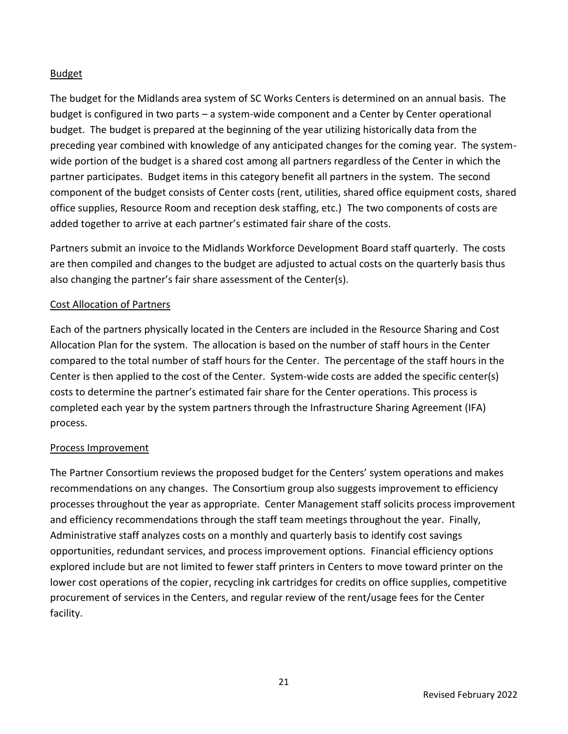## Budget

The budget for the Midlands area system of SC Works Centers is determined on an annual basis. The budget is configured in two parts – a system-wide component and a Center by Center operational budget. The budget is prepared at the beginning of the year utilizing historically data from the preceding year combined with knowledge of any anticipated changes for the coming year. The system-wide portion of the budget is a shared cost among all partners regardless of the Center in which the partner participates. Budget items in this category benefit all partners in the system. The second component of the budget consists of Center costs (rent, utilities, shared office equipment costs, shared office supplies, Resource Room and reception desk staffing, etc.) The two components of costs are added together to arrive at each partner's estimated fair share of the costs.

Partners submit an invoice to the Midlands Workforce Development Board staff quarterly. The costs are then compiled and changes to the budget are adjusted to actual costs on the quarterly basis thus also changing the partner's fair share assessment of the Center(s).

## Cost Allocation of Partners

Each of the partners physically located in the Centers are included in the Resource Sharing and Cost Allocation Plan for the system. The allocation is based on the number of staff hours in the Center compared to the total number of staff hours for the Center. The percentage of the staff hours in the Center is then applied to the cost of the Center. System-wide costs are added the specific center(s) costs to determine the partner's estimated fair share for the Center operations. This process is completed each year by the system partners through the Infrastructure Sharing Agreement (IFA) process.

## Process Improvement

The Partner Consortium reviews the proposed budget for the Centers' system operations and makes recommendations on any changes. The Consortium group also suggests improvement to efficiency processes throughout the year as appropriate. Center Management staff solicits process improvement and efficiency recommendations through the staff team meetings throughout the year. Finally, Administrative staff analyzes costs on a monthly and quarterly basis to identify cost savings opportunities, redundant services, and process improvement options. Financial efficiency options explored include but are not limited to fewer staff printers in Centers to move toward printer on the lower cost operations of the copier, recycling ink cartridges for credits on office supplies, competitive procurement of services in the Centers, and regular review of the rent/usage fees for the Center facility.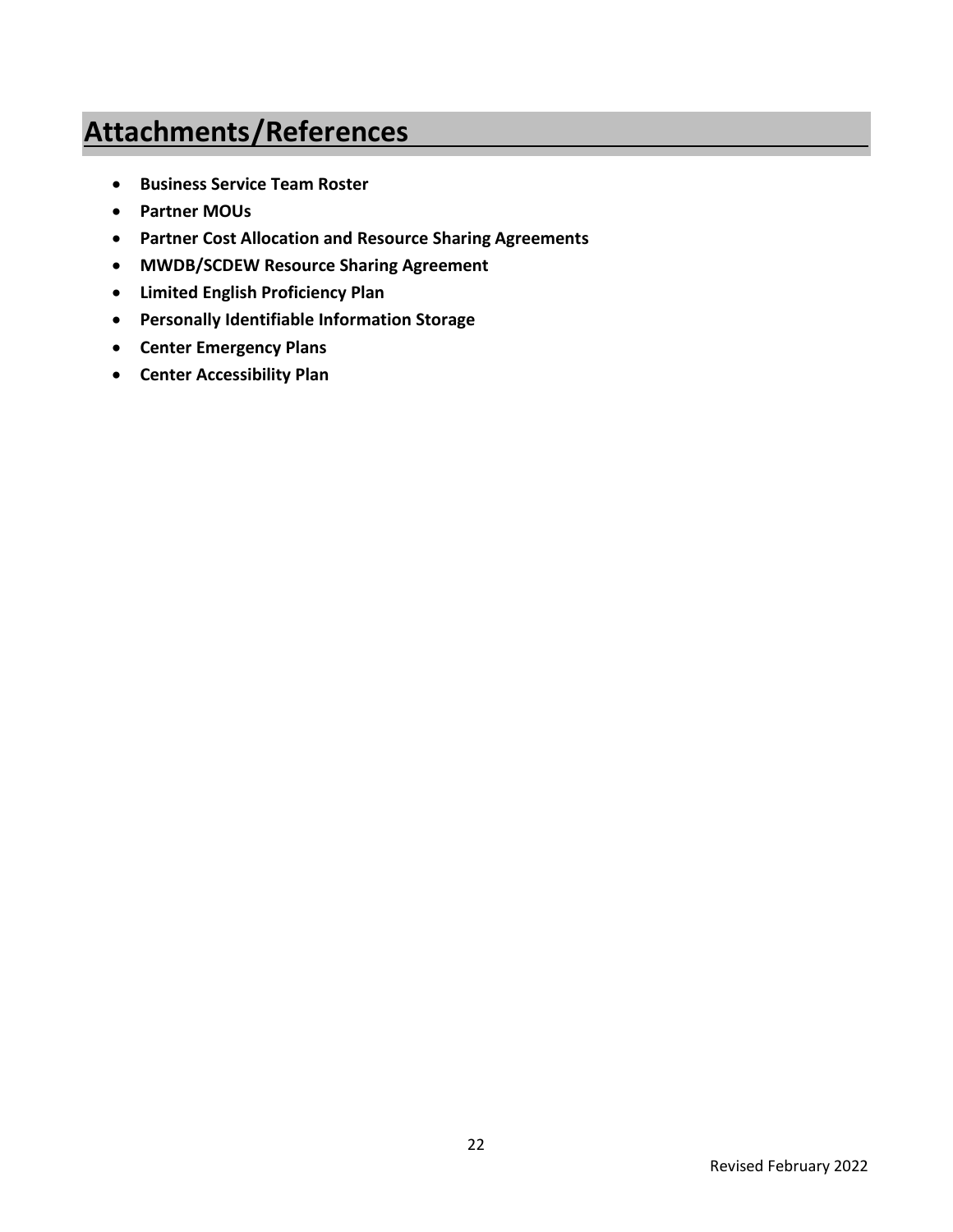# Attachments/References

- **Business Service Team Roster**
- **Partner MOUs**
- **Partner Cost Allocation and Resource Sharing Agreements**
- **MWDB/SCDEW Resource Sharing Agreement**
- **Limited English Proficiency Plan**
- **Personally Identifiable Information Storage**
- **Center Emergency Plans**
- **Center Accessibility Plan**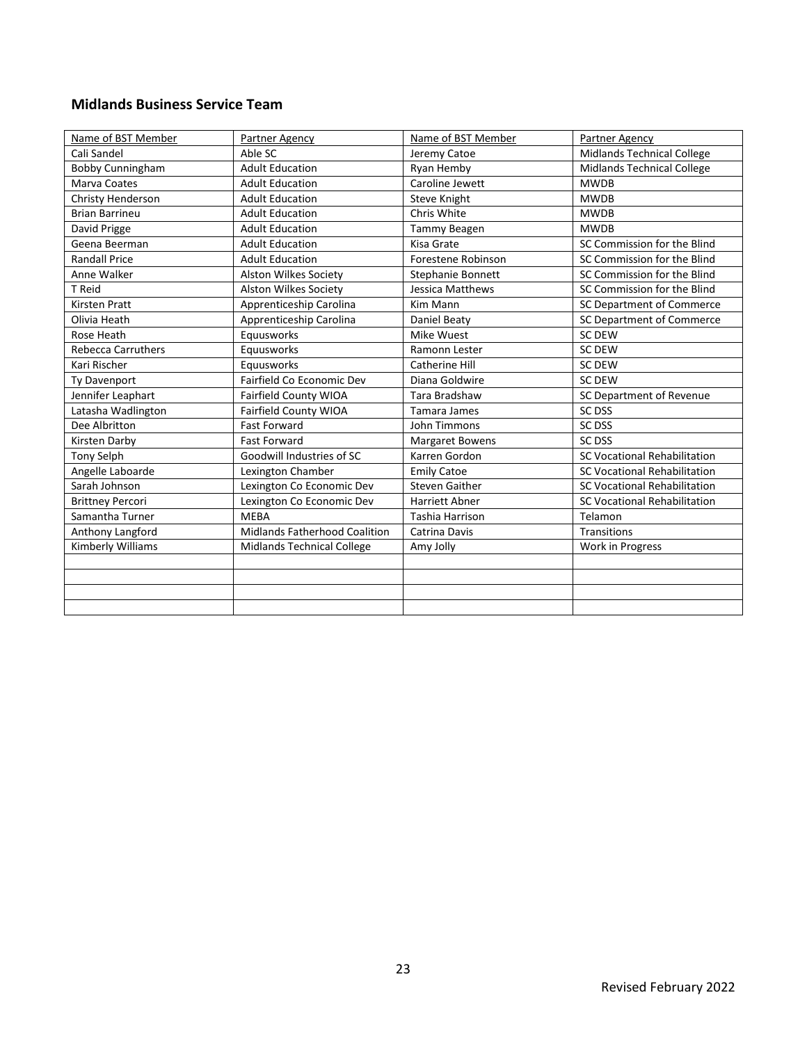## Midlands Business Service Team

| Name of BST Member | Partner Agency | Name of BST Member | Partner Agency |
|---|---|---|---|
| Cali Sandel | Able SC | Jeremy Catoe | Midlands Technical College |
| Bobby Cunningham | Adult Education | Ryan Hemby | Midlands Technical College |
| Marva Coates | Adult Education | Caroline Jewett | MWDB |
| Christy Henderson | Adult Education | Steve Knight | MWDB |
| Brian Barrineu | Adult Education | Chris White | MWDB |
| David Prigge | Adult Education | Tammy Beagen | MWDB |
| Geena Beerman | Adult Education | Kisa Grate | SC Commission for the Blind |
| Randall Price | Adult Education | Forestene Robinson | SC Commission for the Blind |
| Anne Walker | Alston Wilkes Society | Stephanie Bonnett | SC Commission for the Blind |
| T Reid | Alston Wilkes Society | Jessica Matthews | SC Commission for the Blind |
| Kirsten Pratt | Apprenticeship Carolina | Kim Mann | SC Department of Commerce |
| Olivia Heath | Apprenticeship Carolina | Daniel Beaty | SC Department of Commerce |
| Rose Heath | Equusworks | Mike Wuest | SC DEW |
| Rebecca Carruthers | Equusworks | Ramonn Lester | SC DEW |
| Kari Rischer | Equusworks | Catherine Hill | SC DEW |
| Ty Davenport | Fairfield Co Economic Dev | Diana Goldwire | SC DEW |
| Jennifer Leaphart | Fairfield County WIOA | Tara Bradshaw | SC Department of Revenue |
| Latasha Wadlington | Fairfield County WIOA | Tamara James | SC DSS |
| Dee Albritton | Fast Forward | John Timmons | SC DSS |
| Kirsten Darby | Fast Forward | Margaret Bowens | SC DSS |
| Tony Selph | Goodwill Industries of SC | Karren Gordon | SC Vocational Rehabilitation |
| Angelle Laboarde | Lexington Chamber | Emily Catoe | SC Vocational Rehabilitation |
| Sarah Johnson | Lexington Co Economic Dev | Steven Gaither | SC Vocational Rehabilitation |
| Brittney Percori | Lexington Co Economic Dev | Harriett Abner | SC Vocational Rehabilitation |
| Samantha Turner | MEBA | Tashia Harrison | Telamon |
| Anthony Langford | Midlands Fatherhood Coalition | Catrina Davis | Transitions |
| Kimberly Williams | Midlands Technical College | Amy Jolly | Work in Progress |
| | | | |
| | | | |
| | | | |
| | | | |

Revised February 2022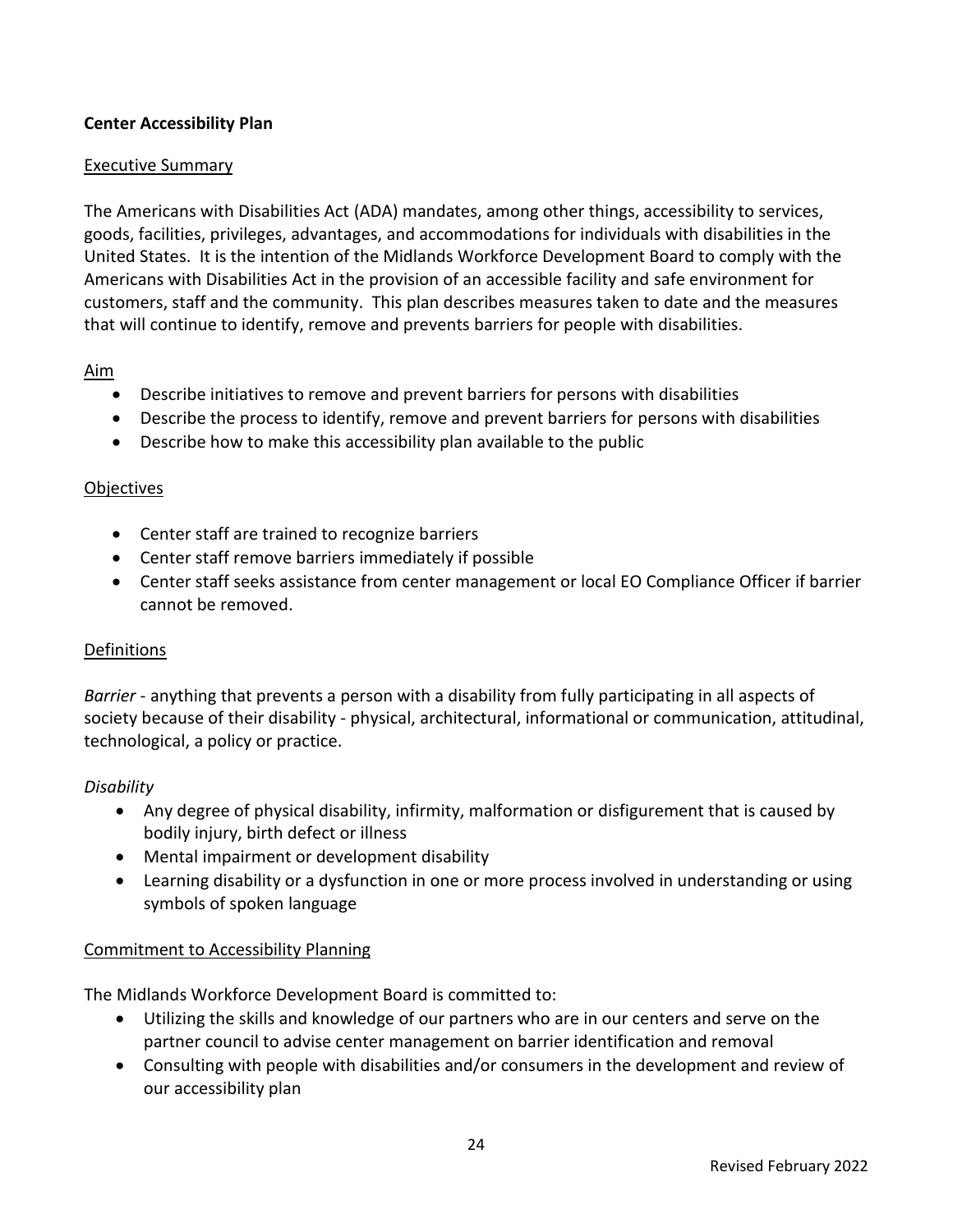**Center Accessibility Plan**

Executive Summary

The Americans with Disabilities Act (ADA) mandates, among other things, accessibility to services, goods, facilities, privileges, advantages, and accommodations for individuals with disabilities in the United States. It is the intention of the Midlands Workforce Development Board to comply with the Americans with Disabilities Act in the provision of an accessible facility and safe environment for customers, staff and the community. This plan describes measures taken to date and the measures that will continue to identify, remove and prevents barriers for people with disabilities.

Aim

- Describe initiatives to remove and prevent barriers for persons with disabilities
- Describe the process to identify, remove and prevent barriers for persons with disabilities
- Describe how to make this accessibility plan available to the public

Objectives

- Center staff are trained to recognize barriers
- Center staff remove barriers immediately if possible
- Center staff seeks assistance from center management or local EO Compliance Officer if barrier cannot be removed.

Definitions

*Barrier* - anything that prevents a person with a disability from fully participating in all aspects of society because of their disability - physical, architectural, informational or communication, attitudinal, technological, a policy or practice.

*Disability*

- Any degree of physical disability, infirmity, malformation or disfigurement that is caused by bodily injury, birth defect or illness
- Mental impairment or development disability
- Learning disability or a dysfunction in one or more process involved in understanding or using symbols of spoken language

Commitment to Accessibility Planning

The Midlands Workforce Development Board is committed to:

- Utilizing the skills and knowledge of our partners who are in our centers and serve on the partner council to advise center management on barrier identification and removal
- Consulting with people with disabilities and/or consumers in the development and review of our accessibility plan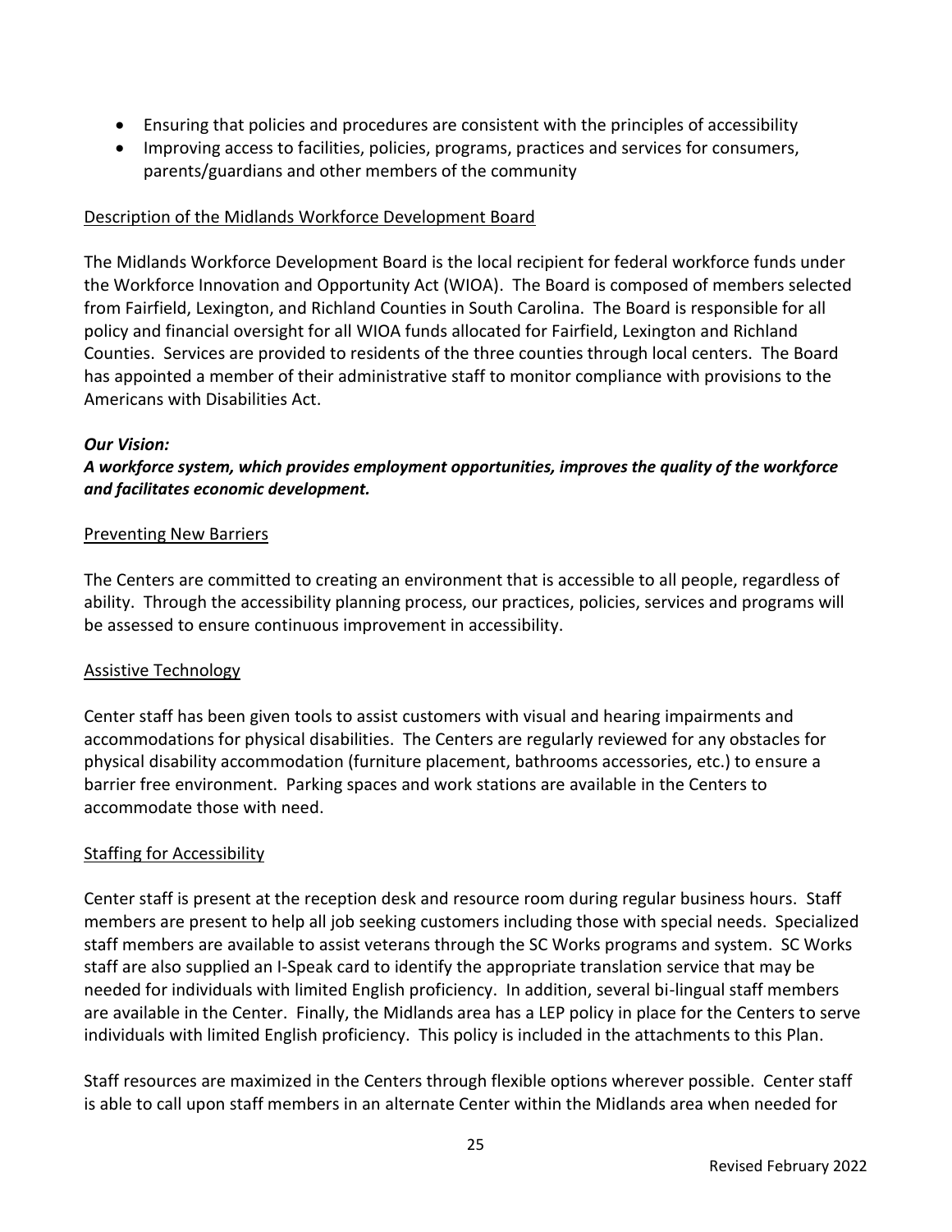- Ensuring that policies and procedures are consistent with the principles of accessibility
- Improving access to facilities, policies, programs, practices and services for consumers, parents/guardians and other members of the community

### Description of the Midlands Workforce Development Board

The Midlands Workforce Development Board is the local recipient for federal workforce funds under the Workforce Innovation and Opportunity Act (WIOA). The Board is composed of members selected from Fairfield, Lexington, and Richland Counties in South Carolina. The Board is responsible for all policy and financial oversight for all WIOA funds allocated for Fairfield, Lexington and Richland Counties. Services are provided to residents of the three counties through local centers. The Board has appointed a member of their administrative staff to monitor compliance with provisions to the Americans with Disabilities Act.

***Our Vision:***
***A workforce system, which provides employment opportunities, improves the quality of the workforce and facilitates economic development.***

### Preventing New Barriers

The Centers are committed to creating an environment that is accessible to all people, regardless of ability. Through the accessibility planning process, our practices, policies, services and programs will be assessed to ensure continuous improvement in accessibility.

### Assistive Technology

Center staff has been given tools to assist customers with visual and hearing impairments and accommodations for physical disabilities. The Centers are regularly reviewed for any obstacles for physical disability accommodation (furniture placement, bathrooms accessories, etc.) to ensure a barrier free environment. Parking spaces and work stations are available in the Centers to accommodate those with need.

### Staffing for Accessibility

Center staff is present at the reception desk and resource room during regular business hours. Staff members are present to help all job seeking customers including those with special needs. Specialized staff members are available to assist veterans through the SC Works programs and system. SC Works staff are also supplied an I-Speak card to identify the appropriate translation service that may be needed for individuals with limited English proficiency. In addition, several bi-lingual staff members are available in the Center. Finally, the Midlands area has a LEP policy in place for the Centers to serve individuals with limited English proficiency. This policy is included in the attachments to this Plan.

Staff resources are maximized in the Centers through flexible options wherever possible. Center staff is able to call upon staff members in an alternate Center within the Midlands area when needed for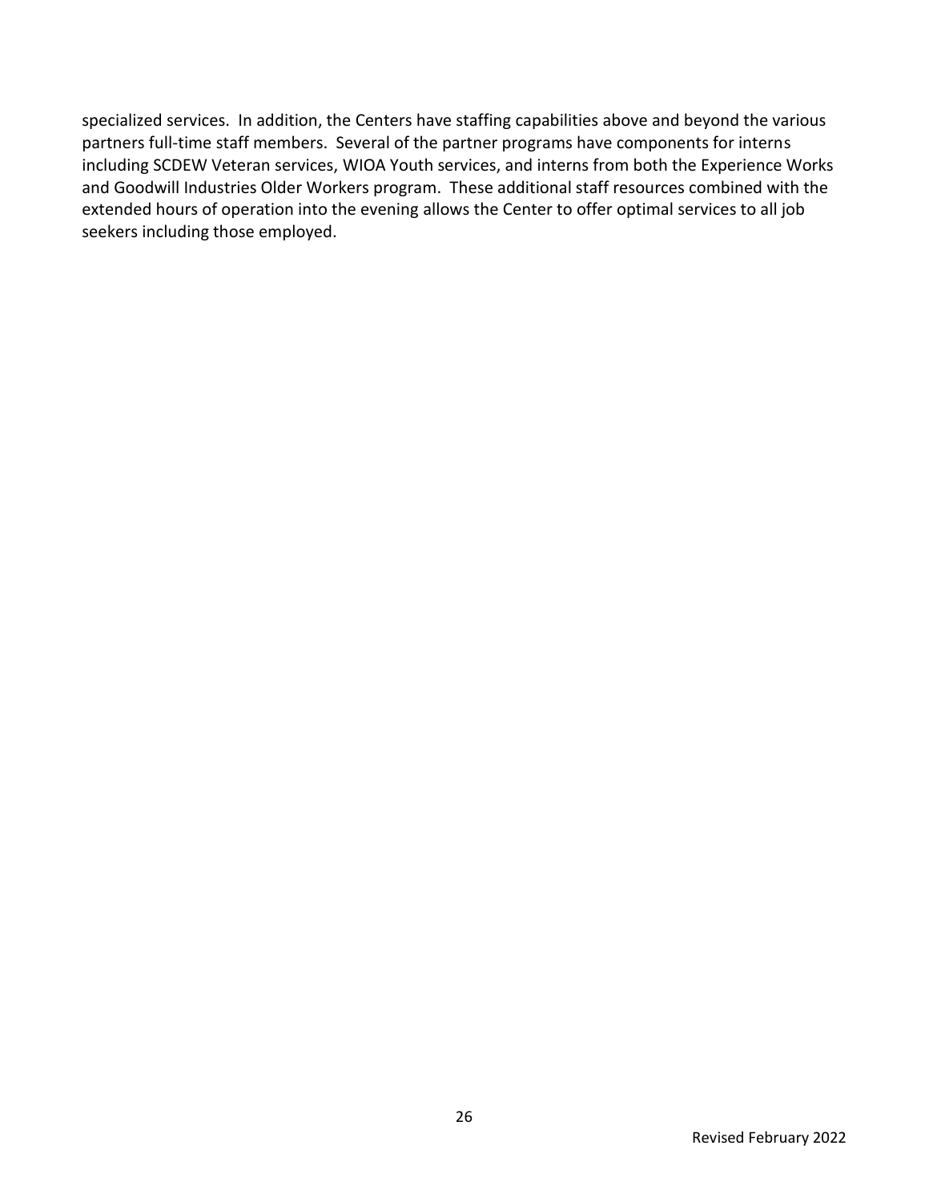specialized services. In addition, the Centers have staffing capabilities above and beyond the various partners full-time staff members. Several of the partner programs have components for interns including SCDEW Veteran services, WIOA Youth services, and interns from both the Experience Works and Goodwill Industries Older Workers program. These additional staff resources combined with the extended hours of operation into the evening allows the Center to offer optimal services to all job seekers including those employed.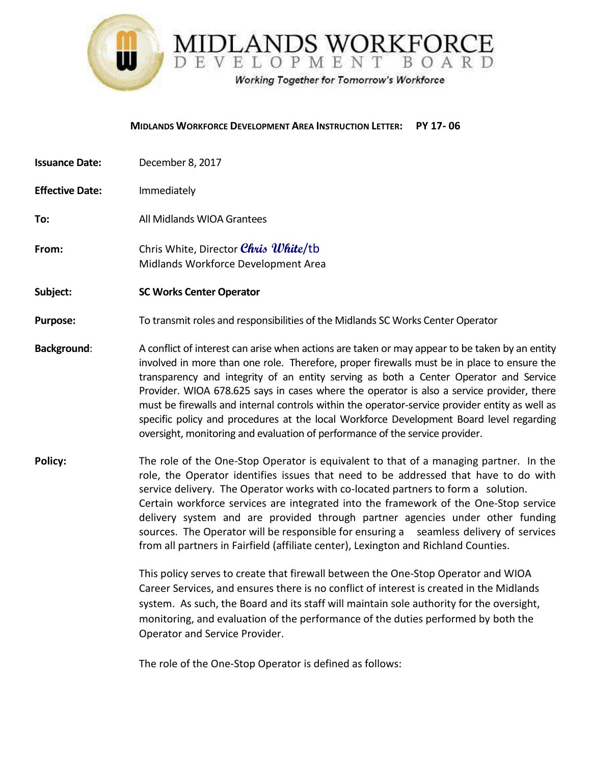# MIDLANDS WORKFORCE DEVELOPMENT BOARD

*Working Together for Tomorrow's Workforce*

**MIDLANDS WORKFORCE DEVELOPMENT AREA INSTRUCTION LETTER: PY 17- 06**

**Issuance Date:** December 8, 2017

**Effective Date:** Immediately

**To:** All Midlands WIOA Grantees

**From:** Chris White, Director *Chris White*/tb
Midlands Workforce Development Area

**Subject:** **SC Works Center Operator**

**Purpose:** To transmit roles and responsibilities of the Midlands SC Works Center Operator

**Background**: A conflict of interest can arise when actions are taken or may appear to be taken by an entity involved in more than one role. Therefore, proper firewalls must be in place to ensure the transparency and integrity of an entity serving as both a Center Operator and Service Provider. WIOA 678.625 says in cases where the operator is also a service provider, there must be firewalls and internal controls within the operator-service provider entity as well as specific policy and procedures at the local Workforce Development Board level regarding oversight, monitoring and evaluation of performance of the service provider.

**Policy:** The role of the One-Stop Operator is equivalent to that of a managing partner. In the role, the Operator identifies issues that need to be addressed that have to do with service delivery. The Operator works with co-located partners to form a solution. Certain workforce services are integrated into the framework of the One-Stop service delivery system and are provided through partner agencies under other funding sources. The Operator will be responsible for ensuring a seamless delivery of services from all partners in Fairfield (affiliate center), Lexington and Richland Counties.

This policy serves to create that firewall between the One-Stop Operator and WIOA Career Services, and ensures there is no conflict of interest is created in the Midlands system. As such, the Board and its staff will maintain sole authority for the oversight, monitoring, and evaluation of the performance of the duties performed by both the Operator and Service Provider.

The role of the One-Stop Operator is defined as follows: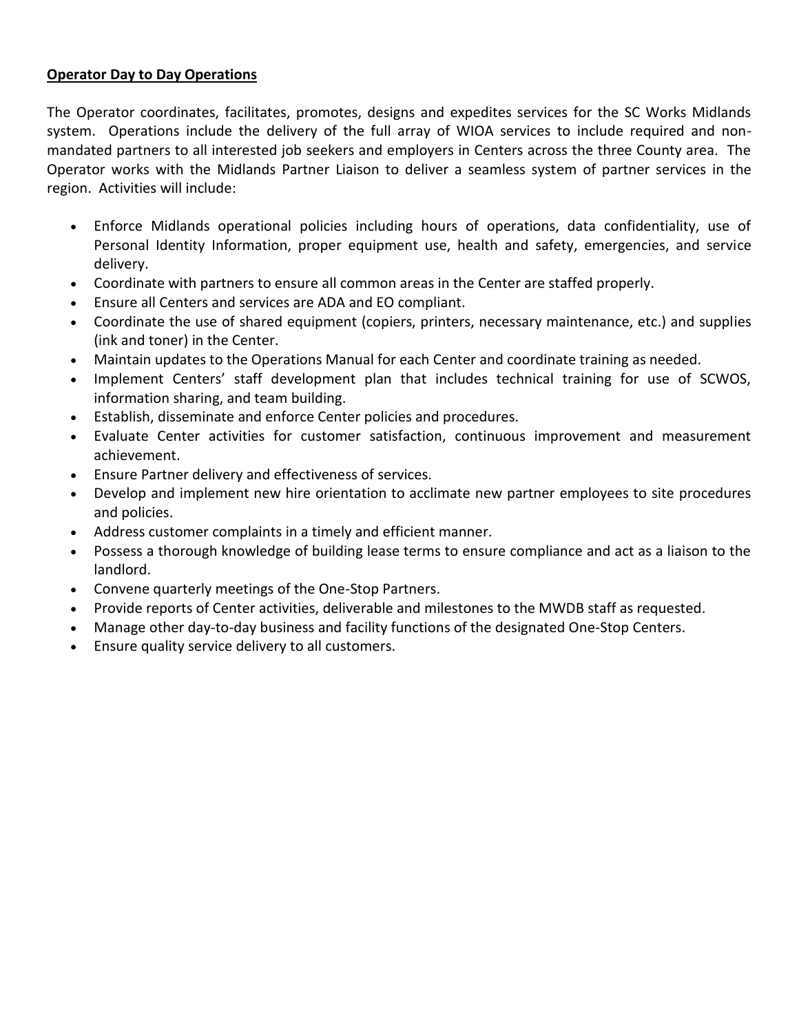**<u>Operator Day to Day Operations</u>**

The Operator coordinates, facilitates, promotes, designs and expedites services for the SC Works Midlands system. Operations include the delivery of the full array of WIOA services to include required and non-mandated partners to all interested job seekers and employers in Centers across the three County area. The Operator works with the Midlands Partner Liaison to deliver a seamless system of partner services in the region. Activities will include:

- Enforce Midlands operational policies including hours of operations, data confidentiality, use of Personal Identity Information, proper equipment use, health and safety, emergencies, and service delivery.
- Coordinate with partners to ensure all common areas in the Center are staffed properly.
- Ensure all Centers and services are ADA and EO compliant.
- Coordinate the use of shared equipment (copiers, printers, necessary maintenance, etc.) and supplies (ink and toner) in the Center.
- Maintain updates to the Operations Manual for each Center and coordinate training as needed.
- Implement Centers' staff development plan that includes technical training for use of SCWOS, information sharing, and team building.
- Establish, disseminate and enforce Center policies and procedures.
- Evaluate Center activities for customer satisfaction, continuous improvement and measurement achievement.
- Ensure Partner delivery and effectiveness of services.
- Develop and implement new hire orientation to acclimate new partner employees to site procedures and policies.
- Address customer complaints in a timely and efficient manner.
- Possess a thorough knowledge of building lease terms to ensure compliance and act as a liaison to the landlord.
- Convene quarterly meetings of the One-Stop Partners.
- Provide reports of Center activities, deliverable and milestones to the MWDB staff as requested.
- Manage other day-to-day business and facility functions of the designated One-Stop Centers.
- Ensure quality service delivery to all customers.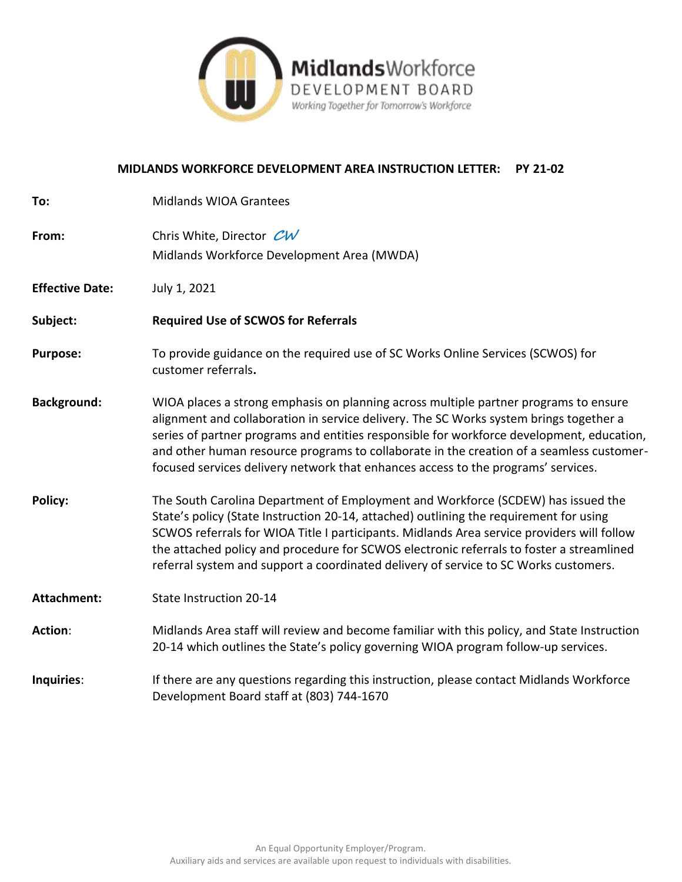**MidlandsWorkforce**
DEVELOPMENT BOARD
*Working Together for Tomorrow's Workforce*

**MIDLANDS WORKFORCE DEVELOPMENT AREA INSTRUCTION LETTER: PY 21-02**

**To:** Midlands WIOA Grantees

**From:** Chris White, Director *CW*
Midlands Workforce Development Area (MWDA)

**Effective Date:** July 1, 2021

**Subject:** **Required Use of SCWOS for Referrals**

**Purpose:** To provide guidance on the required use of SC Works Online Services (SCWOS) for customer referrals**.**

**Background:** WIOA places a strong emphasis on planning across multiple partner programs to ensure alignment and collaboration in service delivery. The SC Works system brings together a series of partner programs and entities responsible for workforce development, education, and other human resource programs to collaborate in the creation of a seamless customer-focused services delivery network that enhances access to the programs' services.

**Policy:** The South Carolina Department of Employment and Workforce (SCDEW) has issued the State's policy (State Instruction 20-14, attached) outlining the requirement for using SCWOS referrals for WIOA Title I participants. Midlands Area service providers will follow the attached policy and procedure for SCWOS electronic referrals to foster a streamlined referral system and support a coordinated delivery of service to SC Works customers.

**Attachment:** State Instruction 20-14

**Action**: Midlands Area staff will review and become familiar with this policy, and State Instruction 20-14 which outlines the State's policy governing WIOA program follow-up services.

**Inquiries**: If there are any questions regarding this instruction, please contact Midlands Workforce Development Board staff at (803) 744-1670

An Equal Opportunity Employer/Program.
Auxiliary aids and services are available upon request to individuals with disabilities.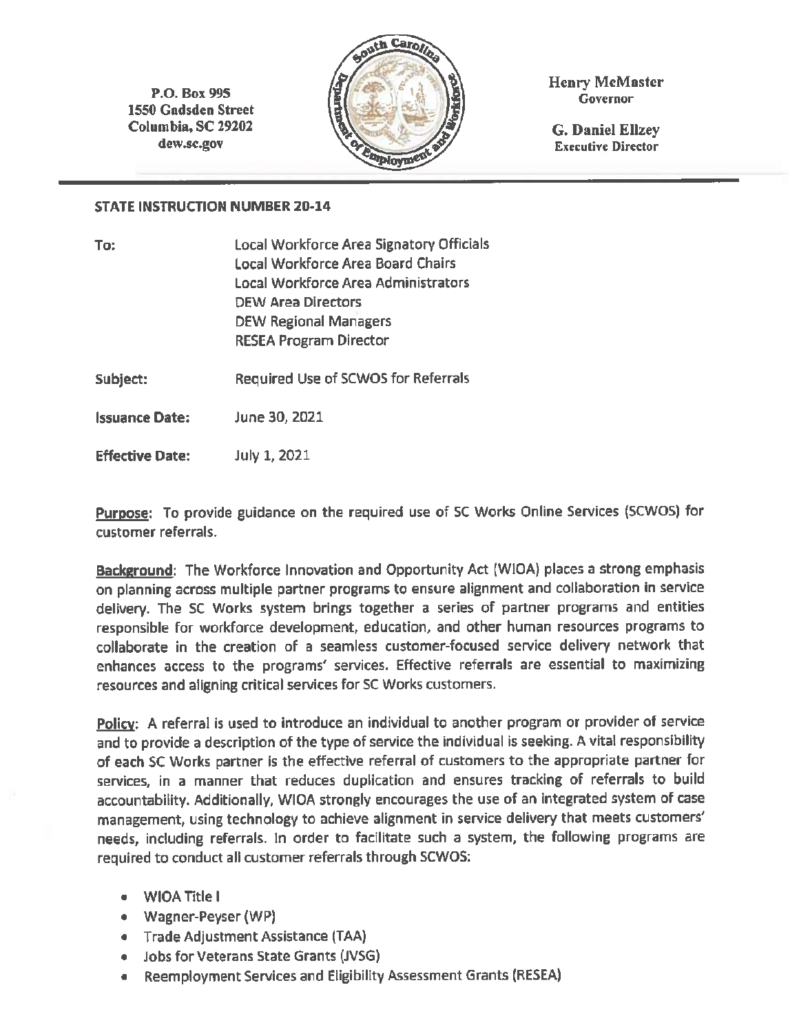P.O. Box 995
1550 Gadsden Street
Columbia, SC 29202
dew.sc.gov

Henry McMaster
Governor

G. Daniel Ellzey
Executive Director

**STATE INSTRUCTION NUMBER 20-14**

| | |
|---|---|
| **To:** | Local Workforce Area Signatory Officials<br>Local Workforce Area Board Chairs<br>Local Workforce Area Administrators<br>DEW Area Directors<br>DEW Regional Managers<br>RESEA Program Director |
| **Subject:** | Required Use of SCWOS for Referrals |
| **Issuance Date:** | June 30, 2021 |
| **Effective Date:** | July 1, 2021 |

**Purpose**: To provide guidance on the required use of SC Works Online Services (SCWOS) for customer referrals.

**Background**: The Workforce Innovation and Opportunity Act (WIOA) places a strong emphasis on planning across multiple partner programs to ensure alignment and collaboration in service delivery. The SC Works system brings together a series of partner programs and entities responsible for workforce development, education, and other human resources programs to collaborate in the creation of a seamless customer-focused service delivery network that enhances access to the programs' services. Effective referrals are essential to maximizing resources and aligning critical services for SC Works customers.

**Policy**: A referral is used to introduce an individual to another program or provider of service and to provide a description of the type of service the individual is seeking. A vital responsibility of each SC Works partner is the effective referral of customers to the appropriate partner for services, in a manner that reduces duplication and ensures tracking of referrals to build accountability. Additionally, WIOA strongly encourages the use of an integrated system of case management, using technology to achieve alignment in service delivery that meets customers' needs, including referrals. In order to facilitate such a system, the following programs are required to conduct all customer referrals through SCWOS:

- WIOA Title I
- Wagner-Peyser (WP)
- Trade Adjustment Assistance (TAA)
- Jobs for Veterans State Grants (JVSG)
- Reemployment Services and Eligibility Assessment Grants (RESEA)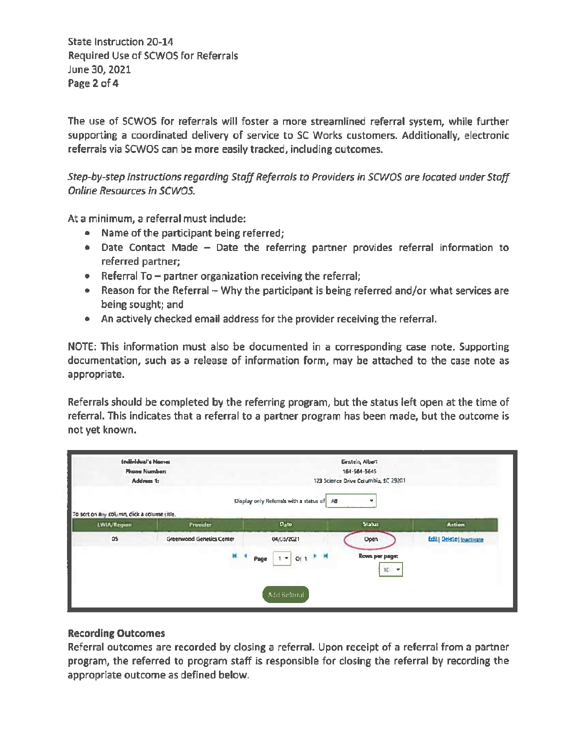The use of SCWOS for referrals will foster a more streamlined referral system, while further supporting a coordinated delivery of service to SC Works customers. Additionally, electronic referrals via SCWOS can be more easily tracked, including outcomes.

*Step-by-step instructions regarding Staff Referrals to Providers in SCWOS are located under Staff Online Resources in SCWOS.*

At a minimum, a referral must include:

- Name of the participant being referred;
- Date Contact Made – Date the referring partner provides referral information to referred partner;
- Referral To – partner organization receiving the referral;
- Reason for the Referral – Why the participant is being referred and/or what services are being sought; and
- An actively checked email address for the provider receiving the referral.

NOTE: This information must also be documented in a corresponding case note. Supporting documentation, such as a release of information form, may be attached to the case note as appropriate.

Referrals should be completed by the referring program, but the status left open at the time of referral. This indicates that a referral to a partner program has been made, but the outcome is not yet known.

Individual's Name: Einstein, Albert
Phone Number: 164-564-5645
Address 1: 123 Science Drive Columbia, SC 29201

Display only Referrals with a status of: All

To sort on any column, click a column title.

| LWIA/Region | Provider | Date | Status | Action |
|---|---|---|---|---|
| 05 | Greenwood Genetics Center | 04/05/2021 | Open | Edit \| Delete \| Inactivate |

Page 1 Of 1 — Rows per page: 10

Add Referral

### Recording Outcomes

Referral outcomes are recorded by closing a referral. Upon receipt of a referral from a partner program, the referred to program staff is responsible for closing the referral by recording the appropriate outcome as defined below.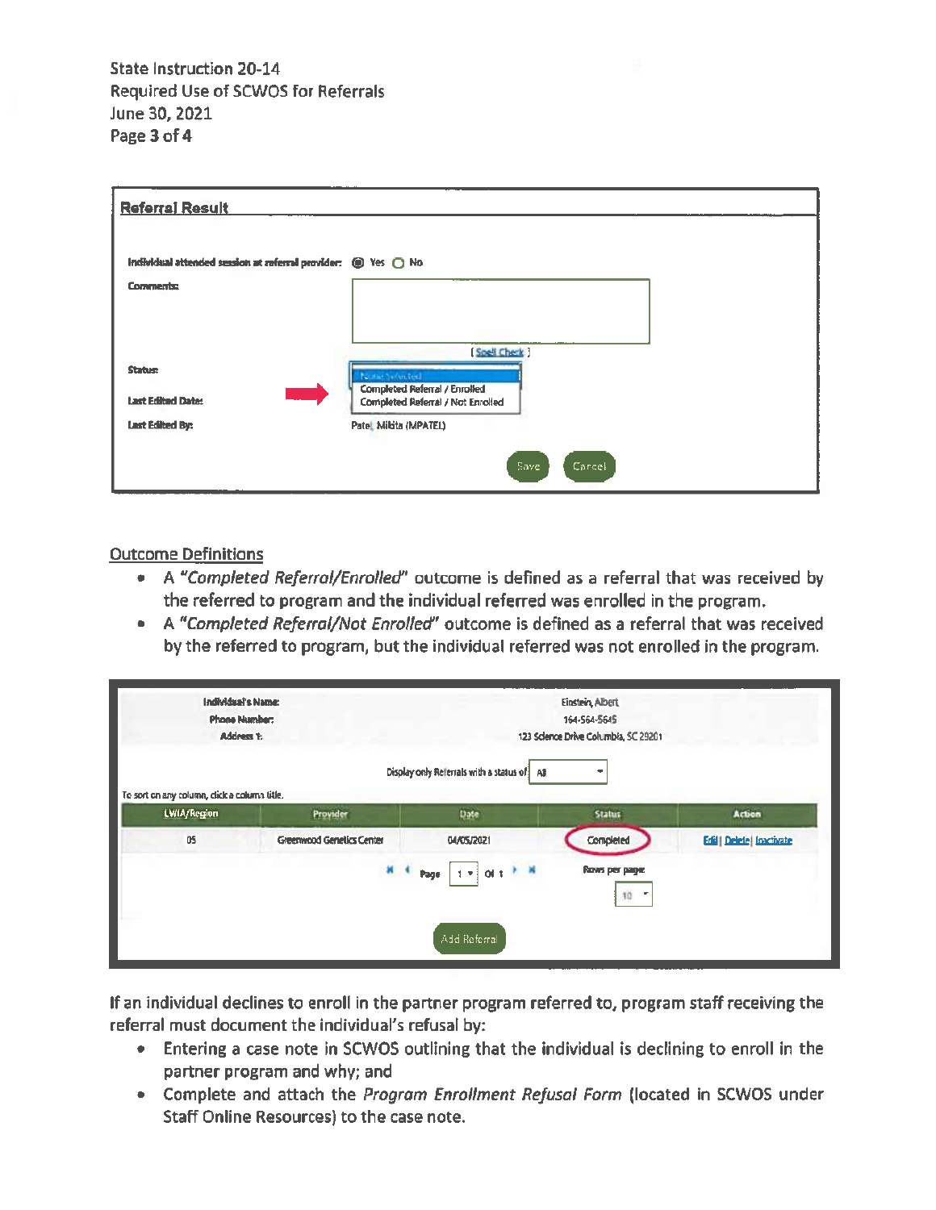State Instruction 20-14
Required Use of SCWOS for Referrals
June 30, 2021

**Referral Result**

Individual attended session at referral provider: Yes No

Comments:

[ Spell Check ]

Status: None Selected / Completed Referral / Enrolled / Completed Referral / Not Enrolled

Last Edited Date:

Last Edited By: Patel, Mikita (MPATEL)

Save Cancel

## Outcome Definitions

- A *"Completed Referral/Enrolled"* outcome is defined as a referral that was received by the referred to program and the individual referred was enrolled in the program.
- A *"Completed Referral/Not Enrolled"* outcome is defined as a referral that was received by the referred to program, but the individual referred was not enrolled in the program.

Individual's Name: Einstein, Albert
Phone Number: 164-564-5645
Address 1: 123 Science Drive Columbia, SC 29201

Display only Referrals with a status of: All

To sort on any column, click a column title.

| LWIA/Region | Provider | Date | Status | Action |
|---|---|---|---|---|
| 05 | Greenwood Genetics Center | 04/05/2021 | Completed | Edit \| Delete \| Inactivate |

Page 1 of 1 — Rows per page: 10

Add Referral

If an individual declines to enroll in the partner program referred to, program staff receiving the referral must document the individual's refusal by:

- Entering a case note in SCWOS outlining that the individual is declining to enroll in the partner program and why; and
- Complete and attach the *Program Enrollment Refusal Form* (located in SCWOS under Staff Online Resources) to the case note.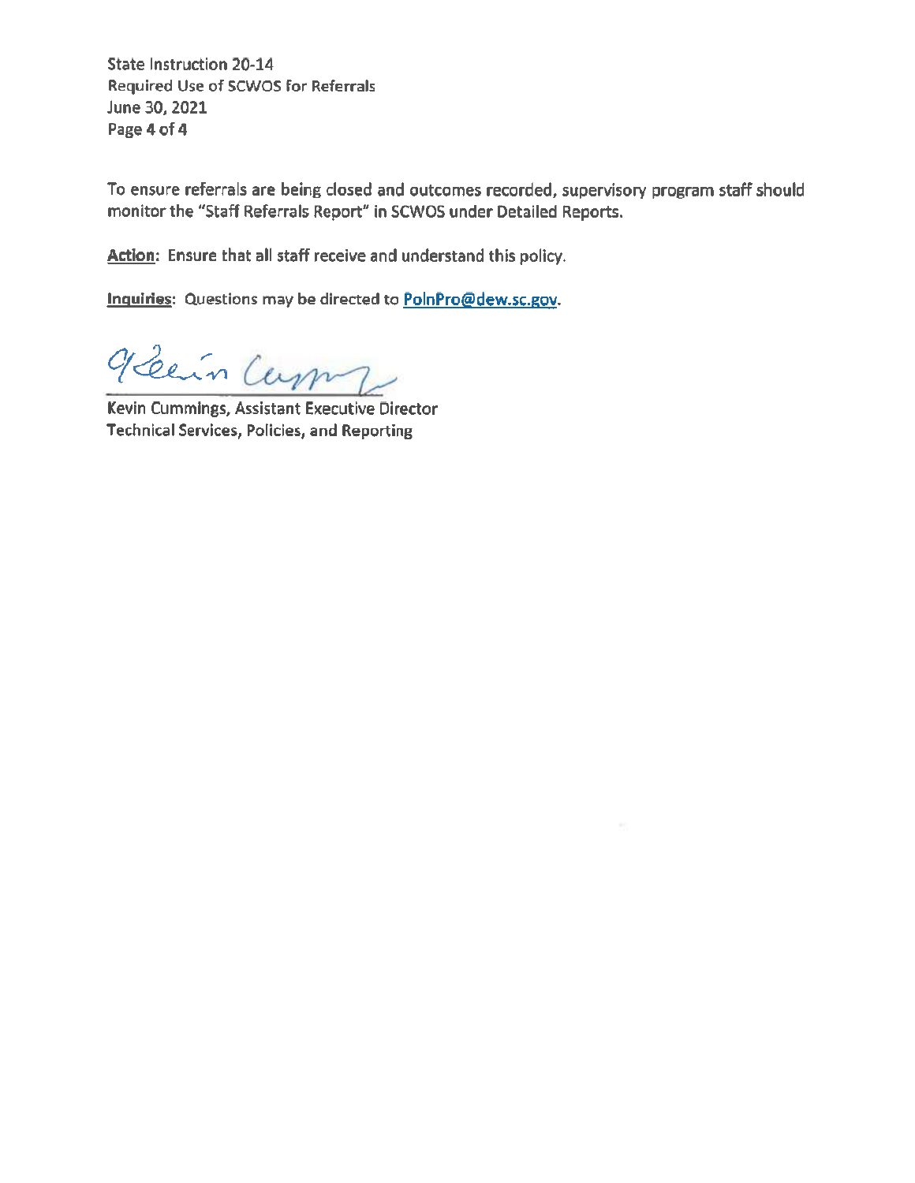To ensure referrals are being closed and outcomes recorded, supervisory program staff should monitor the "Staff Referrals Report" in SCWOS under Detailed Reports.

**Action**: Ensure that all staff receive and understand this policy.

**Inquiries**: Questions may be directed to PolnPro@dew.sc.gov.

Kevin Cummings, Assistant Executive Director
Technical Services, Policies, and Reporting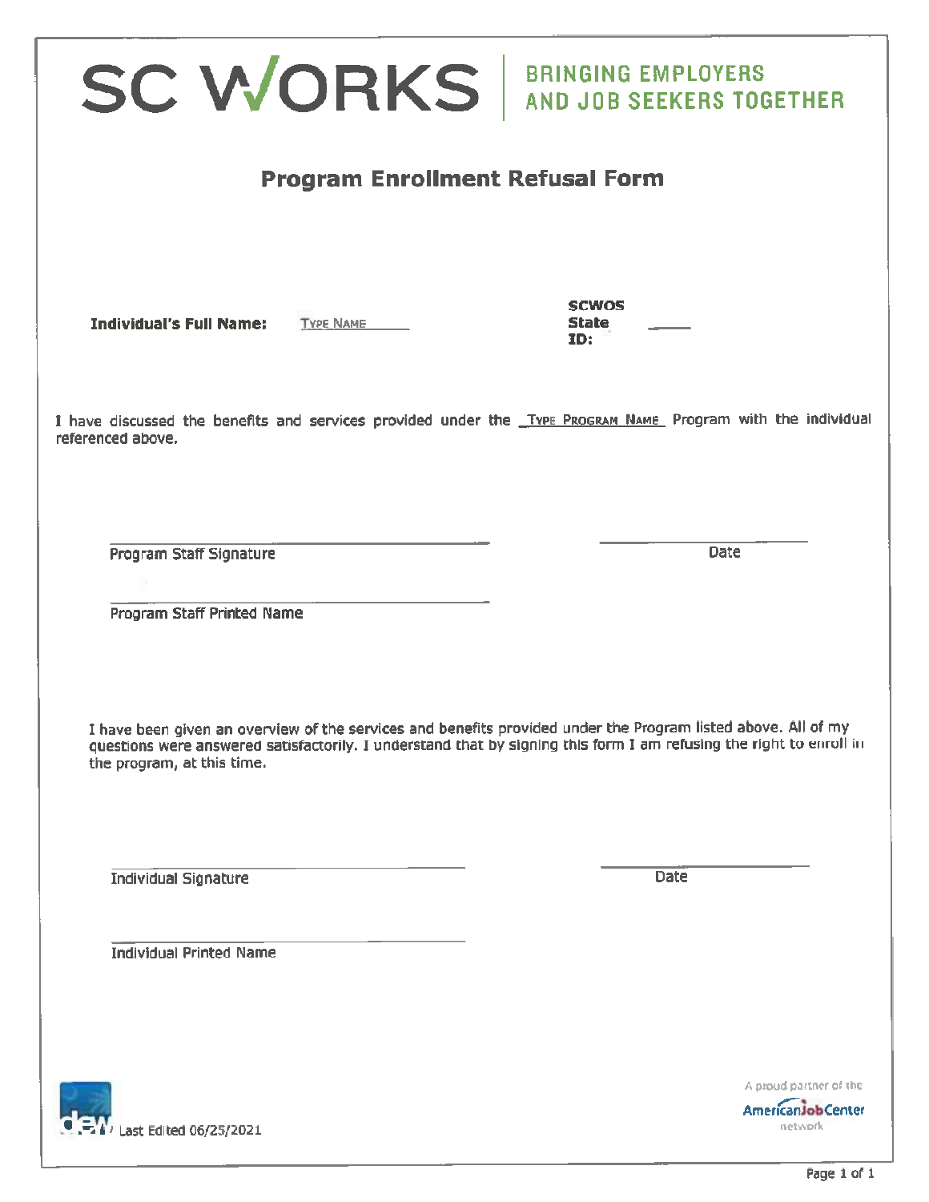SC WORKS | BRINGING EMPLOYERS AND JOB SEEKERS TOGETHER

# Program Enrollment Refusal Form

**Individual's Full Name:** TYPE NAME ______ **SCWOS State ID:** _____

I have discussed the benefits and services provided under the _TYPE PROGRAM NAME_ Program with the individual referenced above.

______________________________ ______________
Program Staff Signature Date

______________________________
Program Staff Printed Name

I have been given an overview of the services and benefits provided under the Program listed above. All of my questions were answered satisfactorily. I understand that by signing this form I am refusing the right to enroll in the program, at this time.

______________________________ ______________
Individual Signature Date

______________________________
Individual Printed Name

Last Edited 06/25/2021

A proud partner of the AmericanJobCenter network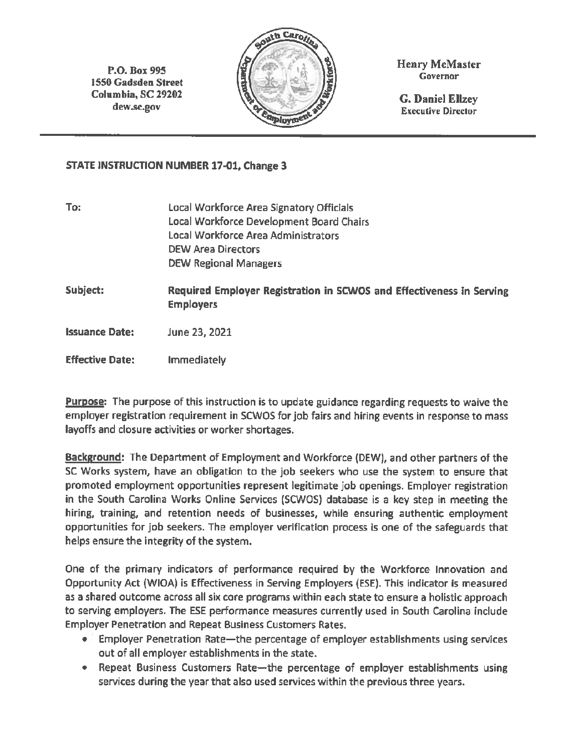P.O. Box 995
1550 Gadsden Street
Columbia, SC 29202
dew.sc.gov

Henry McMaster
Governor

G. Daniel Ellzey
Executive Director

**STATE INSTRUCTION NUMBER 17-01, Change 3**

| | |
|---|---|
| **To:** | Local Workforce Area Signatory Officials<br>Local Workforce Development Board Chairs<br>Local Workforce Area Administrators<br>DEW Area Directors<br>DEW Regional Managers |
| **Subject:** | **Required Employer Registration in SCWOS and Effectiveness in Serving Employers** |
| **Issuance Date:** | June 23, 2021 |
| **Effective Date:** | Immediately |

**Purpose:** The purpose of this instruction is to update guidance regarding requests to waive the employer registration requirement in SCWOS for job fairs and hiring events in response to mass layoffs and closure activities or worker shortages.

**Background:** The Department of Employment and Workforce (DEW), and other partners of the SC Works system, have an obligation to the job seekers who use the system to ensure that promoted employment opportunities represent legitimate job openings. Employer registration in the South Carolina Works Online Services (SCWOS) database is a key step in meeting the hiring, training, and retention needs of businesses, while ensuring authentic employment opportunities for job seekers. The employer verification process is one of the safeguards that helps ensure the integrity of the system.

One of the primary indicators of performance required by the Workforce Innovation and Opportunity Act (WIOA) is Effectiveness in Serving Employers (ESE). This indicator is measured as a shared outcome across all six core programs within each state to ensure a holistic approach to serving employers. The ESE performance measures currently used in South Carolina include Employer Penetration and Repeat Business Customers Rates.

- Employer Penetration Rate—the percentage of employer establishments using services out of all employer establishments in the state.
- Repeat Business Customers Rate—the percentage of employer establishments using services during the year that also used services within the previous three years.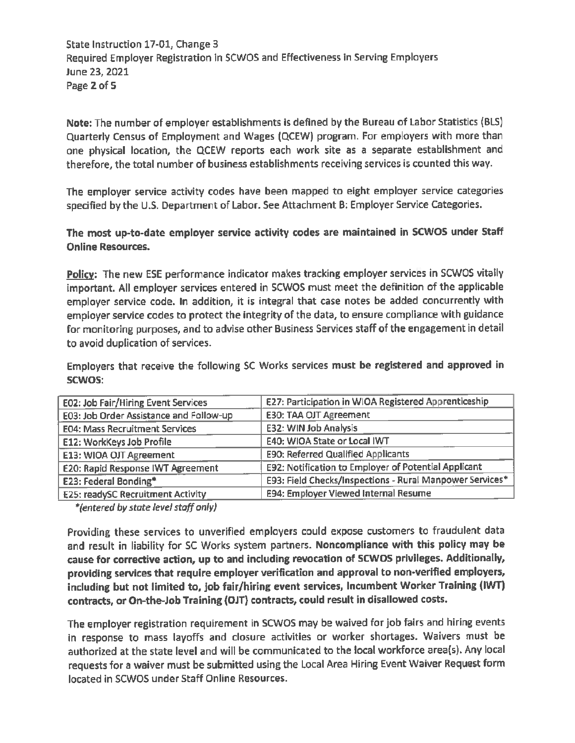**Note:** The number of employer establishments is defined by the Bureau of Labor Statistics (BLS) Quarterly Census of Employment and Wages (QCEW) program. For employers with more than one physical location, the QCEW reports each work site as a separate establishment and therefore, the total number of business establishments receiving services is counted this way.

The employer service activity codes have been mapped to eight employer service categories specified by the U.S. Department of Labor. See Attachment B: Employer Service Categories.

**The most up-to-date employer service activity codes are maintained in SCWOS under Staff Online Resources.**

**Policy:** The new ESE performance indicator makes tracking employer services in SCWOS vitally important. All employer services entered in SCWOS must meet the definition of the applicable employer service code. In addition, it is integral that case notes be added concurrently with employer service codes to protect the integrity of the data, to ensure compliance with guidance for monitoring purposes, and to advise other Business Services staff of the engagement in detail to avoid duplication of services.

Employers that receive the following SC Works services **must be registered and approved in SCWOS**:

| | |
|---|---|
| E02: Job Fair/Hiring Event Services | E27: Participation in WIOA Registered Apprenticeship |
| E03: Job Order Assistance and Follow-up | E30: TAA OJT Agreement |
| E04: Mass Recruitment Services | E32: WIN Job Analysis |
| E12: WorkKeys Job Profile | E40: WIOA State or Local IWT |
| E13: WIOA OJT Agreement | E90: Referred Qualified Applicants |
| E20: Rapid Response IWT Agreement | E92: Notification to Employer of Potential Applicant |
| E23: Federal Bonding* | E93: Field Checks/Inspections - Rural Manpower Services* |
| E25: readySC Recruitment Activity | E94: Employer Viewed Internal Resume |

*(entered by state level staff only)*

Providing these services to unverified employers could expose customers to fraudulent data and result in liability for SC Works system partners. **Noncompliance with this policy may be cause for corrective action, up to and including revocation of SCWOS privileges. Additionally, providing services that require employer verification and approval to non-verified employers, including but not limited to, job fair/hiring event services, Incumbent Worker Training (IWT) contracts, or On-the-Job Training (OJT) contracts, could result in disallowed costs.**

The employer registration requirement in SCWOS may be waived for job fairs and hiring events in response to mass layoffs and closure activities or worker shortages. Waivers must be authorized at the state level and will be communicated to the local workforce area(s). Any local requests for a waiver must be submitted using the Local Area Hiring Event Waiver Request form located in SCWOS under Staff Online Resources.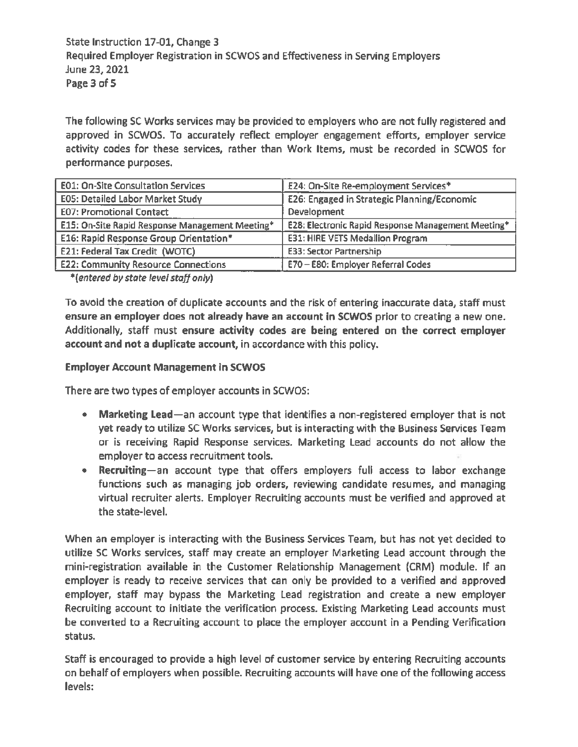The following SC Works services may be provided to employers who are not fully registered and approved in SCWOS. To accurately reflect employer engagement efforts, employer service activity codes for these services, rather than Work Items, must be recorded in SCWOS for performance purposes.

| E01: On-Site Consultation Services | E24: On-Site Re-employment Services* |
|---|---|
| E05: Detailed Labor Market Study | E26: Engaged in Strategic Planning/Economic Development |
| E07: Promotional Contact | |
| E15: On-Site Rapid Response Management Meeting* | E28: Electronic Rapid Response Management Meeting* |
| E16: Rapid Response Group Orientation* | E31: HIRE VETS Medallion Program |
| E21: Federal Tax Credit (WOTC) | E33: Sector Partnership |
| E22: Community Resource Connections | E70 – E80: Employer Referral Codes |

*(*entered by state level staff only*)

To avoid the creation of duplicate accounts and the risk of entering inaccurate data, staff must **ensure an employer does not already have an account in SCWOS** prior to creating a new one. Additionally, staff must **ensure activity codes are being entered on the correct employer account and not a duplicate account,** in accordance with this policy.

**Employer Account Management in SCWOS**

There are two types of employer accounts in SCWOS:

- **Marketing Lead**—an account type that identifies a non-registered employer that is not yet ready to utilize SC Works services, but is interacting with the Business Services Team or is receiving Rapid Response services. Marketing Lead accounts do not allow the employer to access recruitment tools.
- **Recruiting**—an account type that offers employers full access to labor exchange functions such as managing job orders, reviewing candidate resumes, and managing virtual recruiter alerts. Employer Recruiting accounts must be verified and approved at the state-level.

When an employer is interacting with the Business Services Team, but has not yet decided to utilize SC Works services, staff may create an employer Marketing Lead account through the mini-registration available in the Customer Relationship Management (CRM) module. If an employer is ready to receive services that can only be provided to a verified and approved employer, staff may bypass the Marketing Lead registration and create a new employer Recruiting account to initiate the verification process. Existing Marketing Lead accounts must be converted to a Recruiting account to place the employer account in a Pending Verification status.

Staff is encouraged to provide a high level of customer service by entering Recruiting accounts on behalf of employers when possible. Recruiting accounts will have one of the following access levels: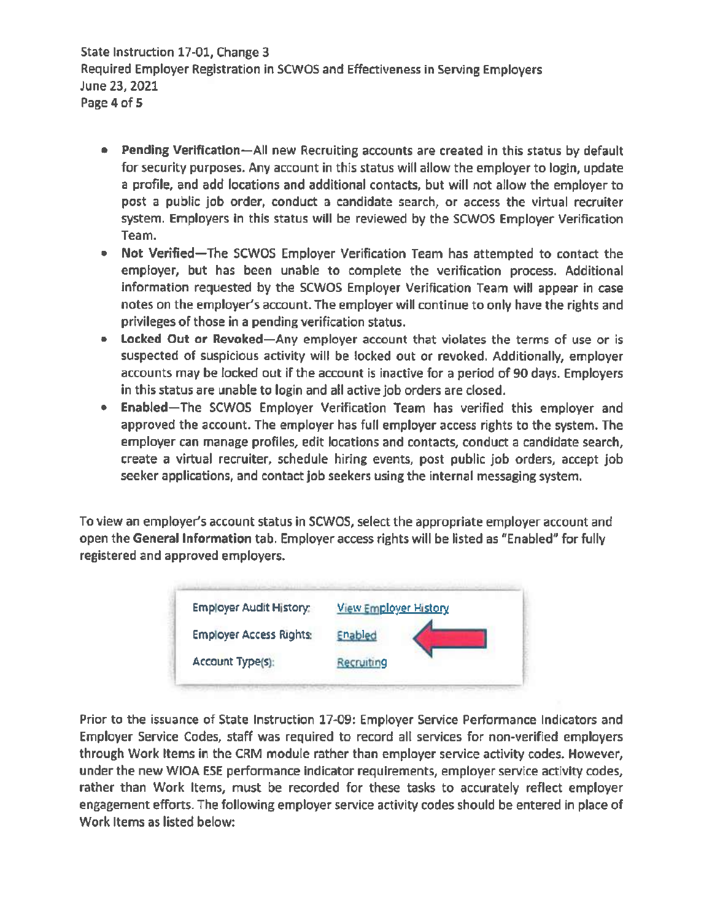- **Pending Verification**—All new Recruiting accounts are created in this status by default for security purposes. Any account in this status will allow the employer to login, update a profile, and add locations and additional contacts, but will not allow the employer to post a public job order, conduct a candidate search, or access the virtual recruiter system. Employers in this status will be reviewed by the SCWOS Employer Verification Team.
- **Not Verified**—The SCWOS Employer Verification Team has attempted to contact the employer, but has been unable to complete the verification process. Additional information requested by the SCWOS Employer Verification Team will appear in case notes on the employer's account. The employer will continue to only have the rights and privileges of those in a pending verification status.
- **Locked Out or Revoked**—Any employer account that violates the terms of use or is suspected of suspicious activity will be locked out or revoked. Additionally, employer accounts may be locked out if the account is inactive for a period of 90 days. Employers in this status are unable to login and all active job orders are closed.
- **Enabled**—The SCWOS Employer Verification Team has verified this employer and approved the account. The employer has full employer access rights to the system. The employer can manage profiles, edit locations and contacts, conduct a candidate search, create a virtual recruiter, schedule hiring events, post public job orders, accept job seeker applications, and contact job seekers using the internal messaging system.

To view an employer's account status in SCWOS, select the appropriate employer account and open the **General Information** tab. Employer access rights will be listed as "Enabled" for fully registered and approved employers.

| | |
|---|---|
| Employer Audit History: | View Employer History |
| Employer Access Rights: | Enabled |
| Account Type(s): | Recruiting |

Prior to the issuance of State Instruction 17-09: Employer Service Performance Indicators and Employer Service Codes, staff was required to record all services for non-verified employers through Work Items in the CRM module rather than employer service activity codes. However, under the new WIOA ESE performance indicator requirements, employer service activity codes, rather than Work Items, must be recorded for these tasks to accurately reflect employer engagement efforts. The following employer service activity codes should be entered in place of Work Items as listed below: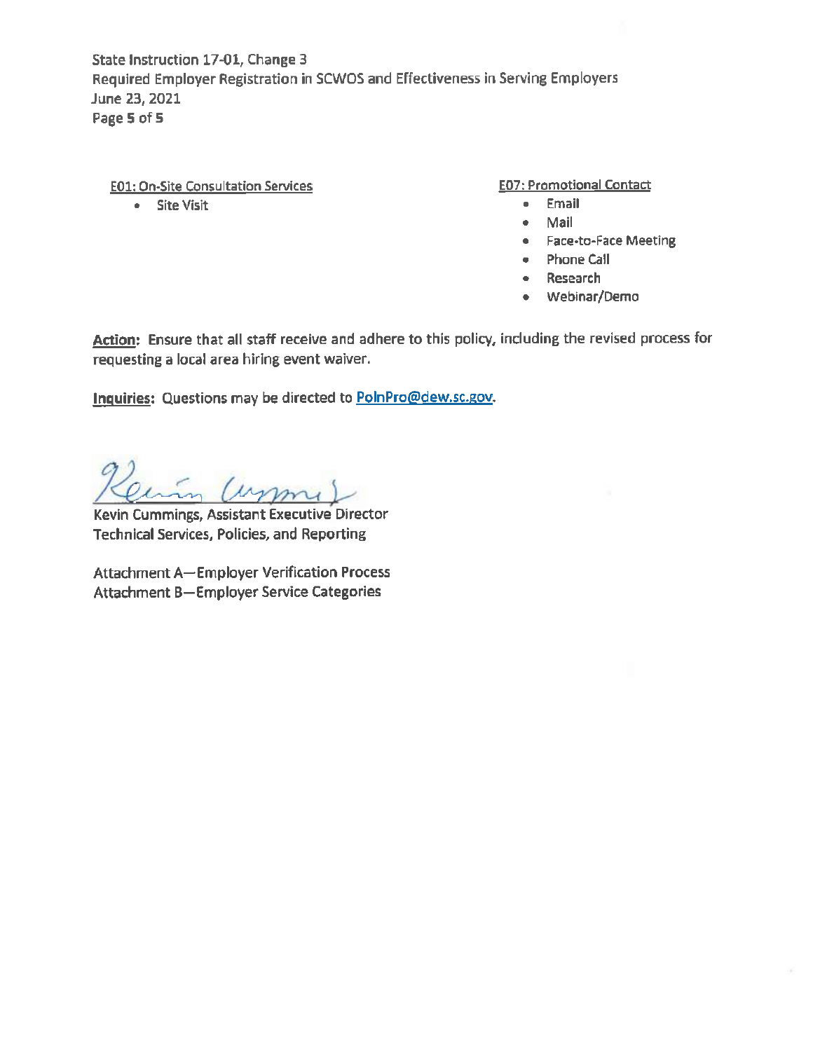E01: On-Site Consultation Services

- Site Visit

E07: Promotional Contact

- Email
- Mail
- Face-to-Face Meeting
- Phone Call
- Research
- Webinar/Demo

**Action:** Ensure that all staff receive and adhere to this policy, including the revised process for requesting a local area hiring event waiver.

**Inquiries:** Questions may be directed to PolnPro@dew.sc.gov.

Kevin Cummings, Assistant Executive Director
Technical Services, Policies, and Reporting

Attachment A—Employer Verification Process
Attachment B—Employer Service Categories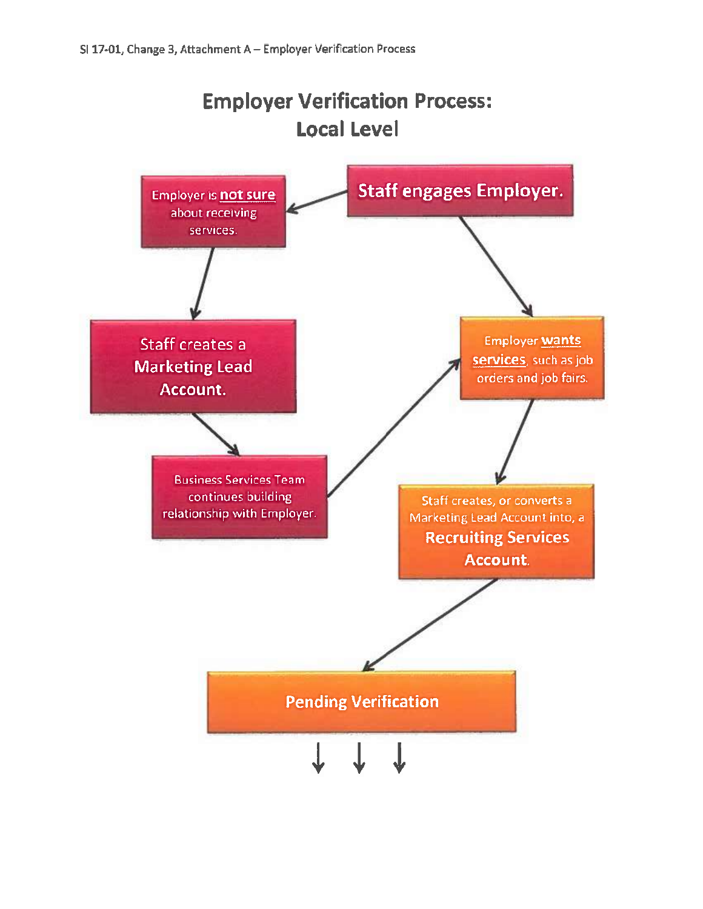# Employer Verification Process: Local Level

**Staff engages Employer.**

Employer is **not sure** about receiving services.

Staff creates a **Marketing Lead Account.**

Business Services Team continues building relationship with Employer.

Employer **wants services**, such as job orders and job fairs.

Staff creates, or converts a Marketing Lead Account into, a **Recruiting Services Account.**

**Pending Verification**

↓ ↓ ↓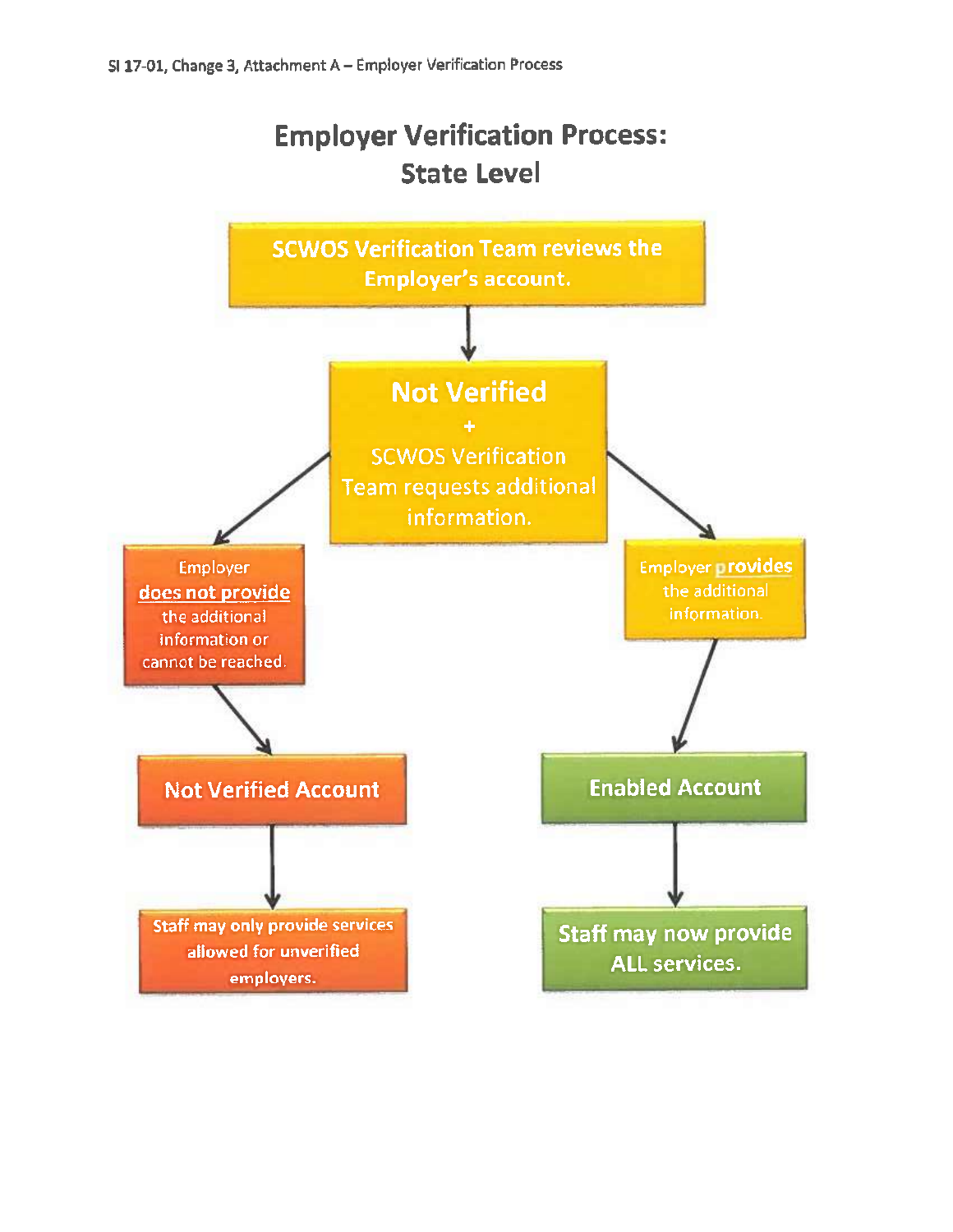SI 17-01, Change 3, Attachment A – Employer Verification Process

# Employer Verification Process: State Level

**SCWOS Verification Team reviews the Employer's account.**

↓

**Not Verified**
+
SCWOS Verification Team requests additional information.

- Employer **does not provide** the additional information or cannot be reached.
  - ↓ **Not Verified Account**
  - ↓ Staff may only provide services allowed for unverified employers.

- Employer **provides** the additional information.
  - ↓ **Enabled Account**
  - ↓ Staff may now provide ALL services.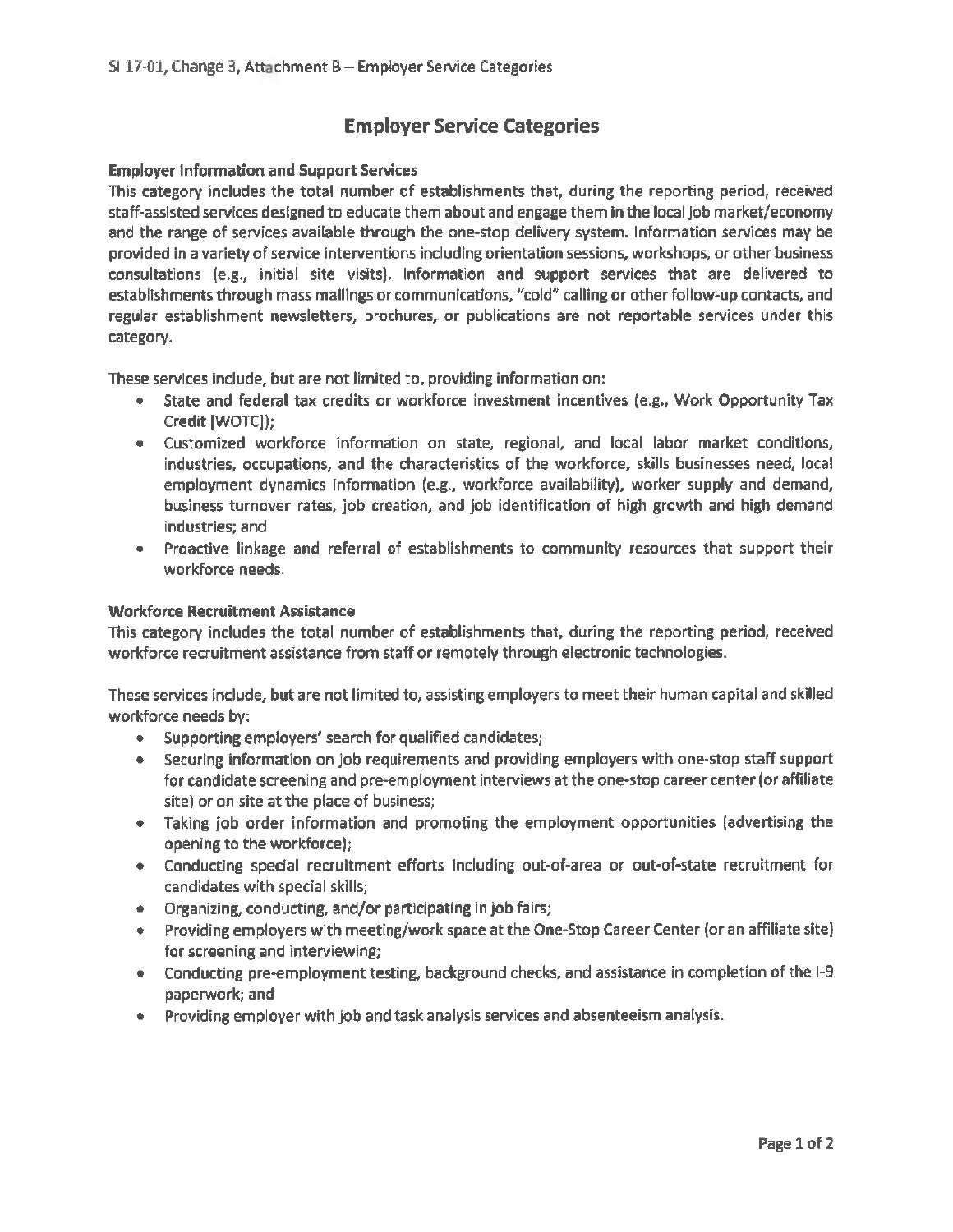SI 17-01, Change 3, Attachment B – Employer Service Categories

# Employer Service Categories

**Employer Information and Support Services**

This category includes the total number of establishments that, during the reporting period, received staff-assisted services designed to educate them about and engage them in the local job market/economy and the range of services available through the one-stop delivery system. Information services may be provided in a variety of service interventions including orientation sessions, workshops, or other business consultations (e.g., initial site visits). Information and support services that are delivered to establishments through mass mailings or communications, "cold" calling or other follow-up contacts, and regular establishment newsletters, brochures, or publications are not reportable services under this category.

These services include, but are not limited to, providing information on:

- State and federal tax credits or workforce investment incentives (e.g., Work Opportunity Tax Credit [WOTC]);
- Customized workforce information on state, regional, and local labor market conditions, industries, occupations, and the characteristics of the workforce, skills businesses need, local employment dynamics information (e.g., workforce availability), worker supply and demand, business turnover rates, job creation, and job identification of high growth and high demand industries; and
- Proactive linkage and referral of establishments to community resources that support their workforce needs.

**Workforce Recruitment Assistance**

This category includes the total number of establishments that, during the reporting period, received workforce recruitment assistance from staff or remotely through electronic technologies.

These services include, but are not limited to, assisting employers to meet their human capital and skilled workforce needs by:

- Supporting employers' search for qualified candidates;
- Securing information on job requirements and providing employers with one-stop staff support for candidate screening and pre-employment interviews at the one-stop career center (or affiliate site) or on site at the place of business;
- Taking job order information and promoting the employment opportunities (advertising the opening to the workforce);
- Conducting special recruitment efforts including out-of-area or out-of-state recruitment for candidates with special skills;
- Organizing, conducting, and/or participating in job fairs;
- Providing employers with meeting/work space at the One-Stop Career Center (or an affiliate site) for screening and interviewing;
- Conducting pre-employment testing, background checks, and assistance in completion of the I-9 paperwork; and
- Providing employer with job and task analysis services and absenteeism analysis.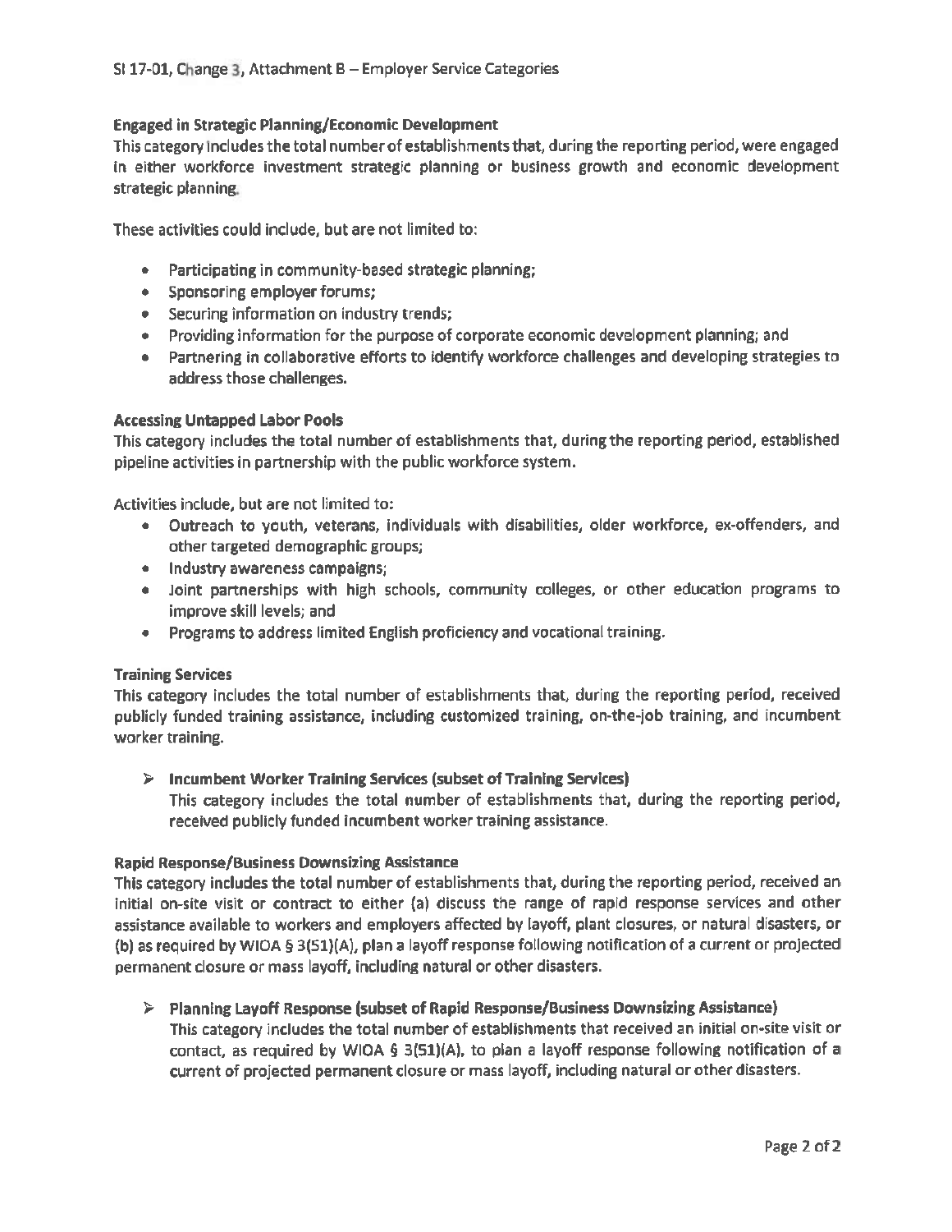SI 17-01, Change 3, Attachment B – Employer Service Categories

**Engaged in Strategic Planning/Economic Development**

This category includes the total number of establishments that, during the reporting period, were engaged in either workforce investment strategic planning or business growth and economic development strategic planning.

These activities could include, but are not limited to:

- Participating in community-based strategic planning;
- Sponsoring employer forums;
- Securing information on industry trends;
- Providing information for the purpose of corporate economic development planning; and
- Partnering in collaborative efforts to identify workforce challenges and developing strategies to address those challenges.

**Accessing Untapped Labor Pools**

This category includes the total number of establishments that, during the reporting period, established pipeline activities in partnership with the public workforce system.

Activities include, but are not limited to:

- Outreach to youth, veterans, individuals with disabilities, older workforce, ex-offenders, and other targeted demographic groups;
- Industry awareness campaigns;
- Joint partnerships with high schools, community colleges, or other education programs to improve skill levels; and
- Programs to address limited English proficiency and vocational training.

**Training Services**

This category includes the total number of establishments that, during the reporting period, received publicly funded training assistance, including customized training, on-the-job training, and incumbent worker training.

> ➢ **Incumbent Worker Training Services (subset of Training Services)**
> This category includes the total number of establishments that, during the reporting period, received publicly funded incumbent worker training assistance.

**Rapid Response/Business Downsizing Assistance**

This category includes the total number of establishments that, during the reporting period, received an initial on-site visit or contract to either (a) discuss the range of rapid response services and other assistance available to workers and employers affected by layoff, plant closures, or natural disasters, or (b) as required by WIOA § 3(51)(A), plan a layoff response following notification of a current or projected permanent closure or mass layoff, including natural or other disasters.

> ➢ **Planning Layoff Response (subset of Rapid Response/Business Downsizing Assistance)**
> This category includes the total number of establishments that received an initial on-site visit or contact, as required by WIOA § 3(51)(A), to plan a layoff response following notification of a current of projected permanent closure or mass layoff, including natural or other disasters.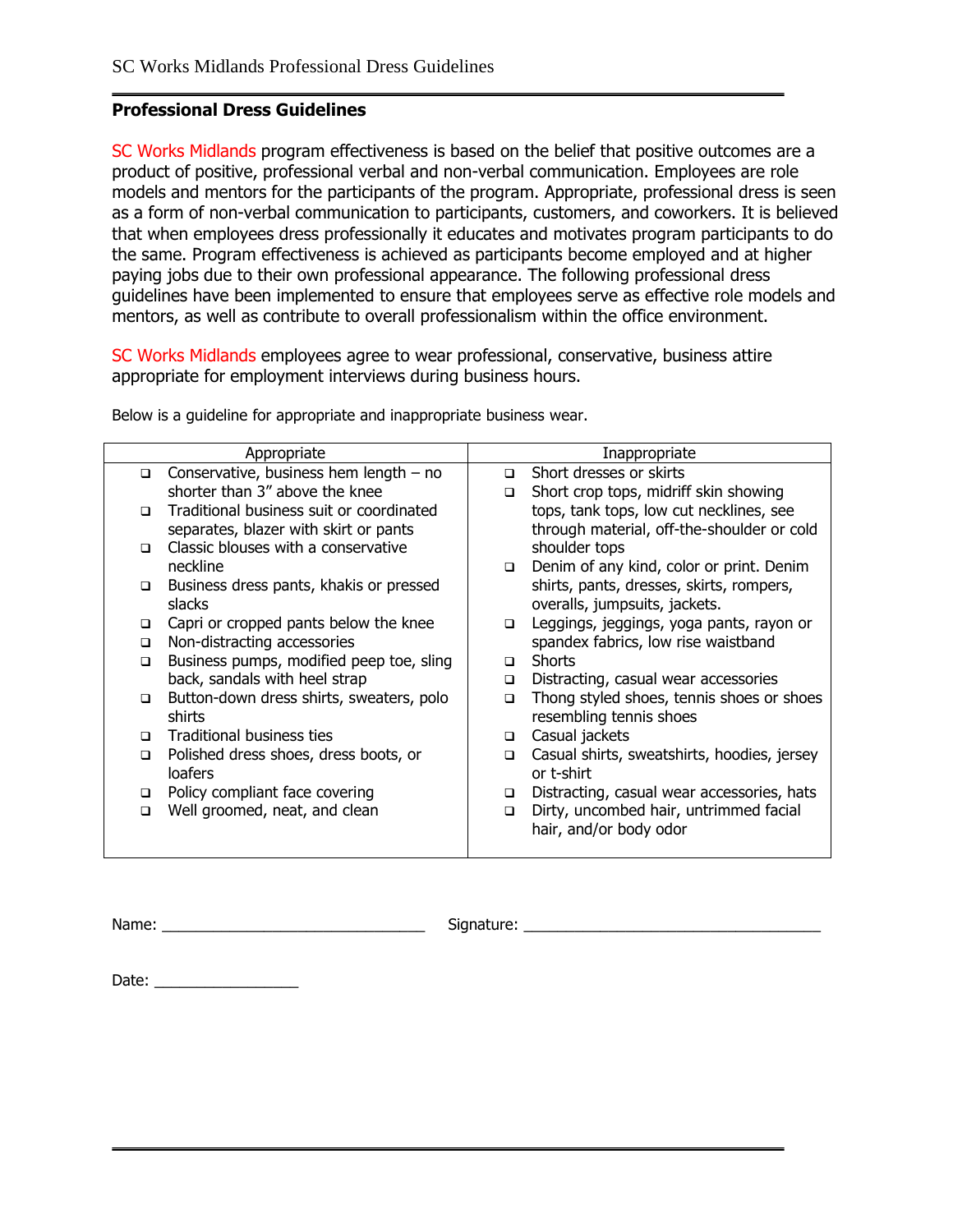## Professional Dress Guidelines

SC Works Midlands program effectiveness is based on the belief that positive outcomes are a product of positive, professional verbal and non-verbal communication. Employees are role models and mentors for the participants of the program. Appropriate, professional dress is seen as a form of non-verbal communication to participants, customers, and coworkers. It is believed that when employees dress professionally it educates and motivates program participants to do the same. Program effectiveness is achieved as participants become employed and at higher paying jobs due to their own professional appearance. The following professional dress guidelines have been implemented to ensure that employees serve as effective role models and mentors, as well as contribute to overall professionalism within the office environment.

SC Works Midlands employees agree to wear professional, conservative, business attire appropriate for employment interviews during business hours.

Below is a guideline for appropriate and inappropriate business wear.

| Appropriate | Inappropriate |
|---|---|
| ❑ Conservative, business hem length – no shorter than 3" above the knee<br>❑ Traditional business suit or coordinated separates, blazer with skirt or pants<br>❑ Classic blouses with a conservative neckline<br>❑ Business dress pants, khakis or pressed slacks<br>❑ Capri or cropped pants below the knee<br>❑ Non-distracting accessories<br>❑ Business pumps, modified peep toe, sling back, sandals with heel strap<br>❑ Button-down dress shirts, sweaters, polo shirts<br>❑ Traditional business ties<br>❑ Polished dress shoes, dress boots, or loafers<br>❑ Policy compliant face covering<br>❑ Well groomed, neat, and clean | ❑ Short dresses or skirts<br>❑ Short crop tops, midriff skin showing tops, tank tops, low cut necklines, see through material, off-the-shoulder or cold shoulder tops<br>❑ Denim of any kind, color or print. Denim shirts, pants, dresses, skirts, rompers, overalls, jumpsuits, jackets.<br>❑ Leggings, jeggings, yoga pants, rayon or spandex fabrics, low rise waistband<br>❑ Shorts<br>❑ Distracting, casual wear accessories<br>❑ Thong styled shoes, tennis shoes or shoes resembling tennis shoes<br>❑ Casual jackets<br>❑ Casual shirts, sweatshirts, hoodies, jersey or t-shirt<br>❑ Distracting, casual wear accessories, hats<br>❑ Dirty, uncombed hair, untrimmed facial hair, and/or body odor |

Name: ______________________________ Signature: __________________________________

Date: ________________